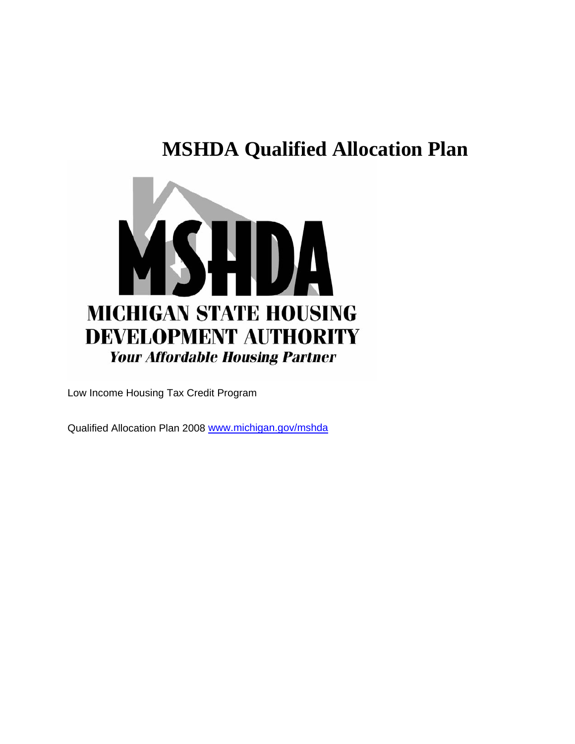# MSHDA Qualified Allocation Plan

MSHDA

MICHIGAN STATE HOUSING DEVELOPMENT AUTHORITY

*Your Affordable Housing Partner*

Low Income Housing Tax Credit Program

Qualified Allocation Plan 2008 [www.michigan.gov/mshda](http://www.michigan.gov/mshda)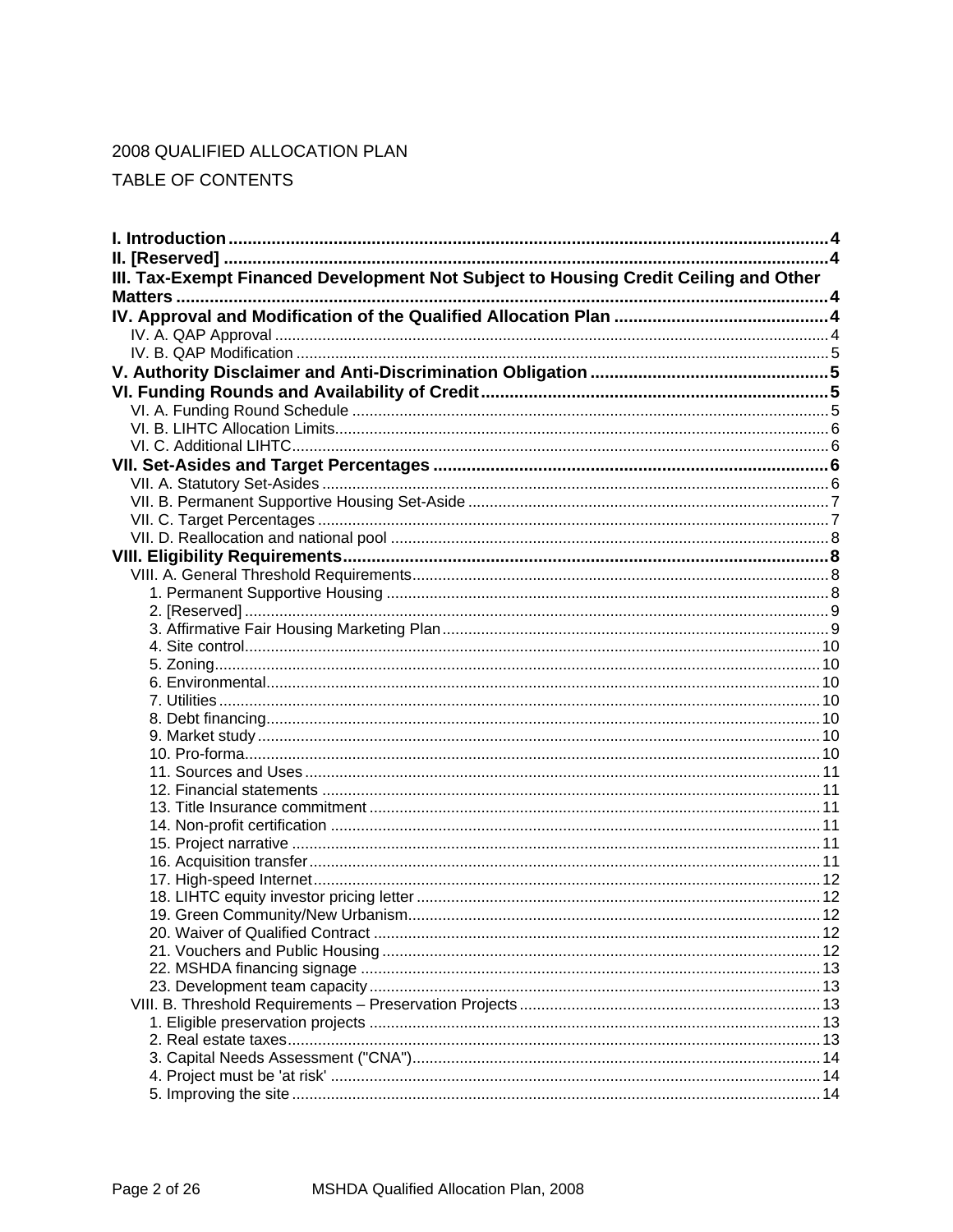2008 QUALIFIED ALLOCATION PLAN

TABLE OF CONTENTS

**I. Introduction** ..... **4**
**II. [Reserved]** ..... **4**
**III. Tax-Exempt Financed Development Not Subject to Housing Credit Ceiling and Other Matters** ..... **4**
**IV. Approval and Modification of the Qualified Allocation Plan** ..... **4**
- IV. A. QAP Approval ..... 4
- IV. B. QAP Modification ..... 5

**V. Authority Disclaimer and Anti-Discrimination Obligation** ..... **5**
**VI. Funding Rounds and Availability of Credit** ..... **5**
- VI. A. Funding Round Schedule ..... 5
- VI. B. LIHTC Allocation Limits ..... 6
- VI. C. Additional LIHTC ..... 6

**VII. Set-Asides and Target Percentages** ..... **6**
- VII. A. Statutory Set-Asides ..... 6
- VII. B. Permanent Supportive Housing Set-Aside ..... 7
- VII. C. Target Percentages ..... 7
- VII. D. Reallocation and national pool ..... 8

**VIII. Eligibility Requirements** ..... **8**
- VIII. A. General Threshold Requirements ..... 8
  - 1. Permanent Supportive Housing ..... 8
  - 2. [Reserved] ..... 9
  - 3. Affirmative Fair Housing Marketing Plan ..... 9
  - 4. Site control ..... 10
  - 5. Zoning ..... 10
  - 6. Environmental ..... 10
  - 7. Utilities ..... 10
  - 8. Debt financing ..... 10
  - 9. Market study ..... 10
  - 10. Pro-forma ..... 10
  - 11. Sources and Uses ..... 11
  - 12. Financial statements ..... 11
  - 13. Title Insurance commitment ..... 11
  - 14. Non-profit certification ..... 11
  - 15. Project narrative ..... 11
  - 16. Acquisition transfer ..... 11
  - 17. High-speed Internet ..... 12
  - 18. LIHTC equity investor pricing letter ..... 12
  - 19. Green Community/New Urbanism ..... 12
  - 20. Waiver of Qualified Contract ..... 12
  - 21. Vouchers and Public Housing ..... 12
  - 22. MSHDA financing signage ..... 13
  - 23. Development team capacity ..... 13
- VIII. B. Threshold Requirements – Preservation Projects ..... 13
  - 1. Eligible preservation projects ..... 13
  - 2. Real estate taxes ..... 13
  - 3. Capital Needs Assessment ("CNA") ..... 14
  - 4. Project must be 'at risk' ..... 14
  - 5. Improving the site ..... 14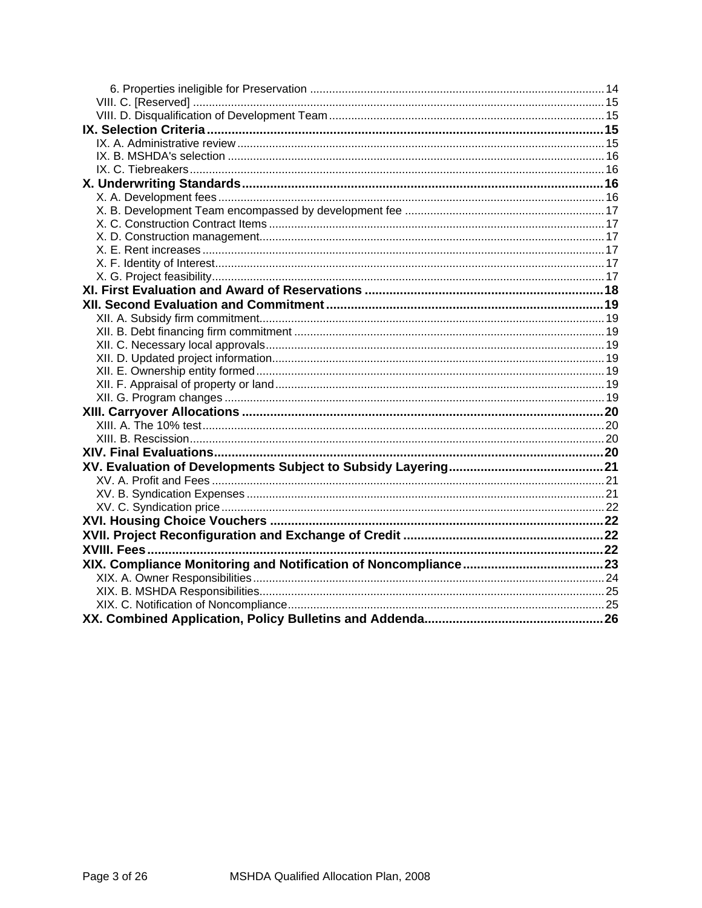6. Properties ineligible for Preservation ............ 14
VIII. C. [Reserved] ............ 15
VIII. D. Disqualification of Development Team ............ 15

**IX. Selection Criteria ............ 15**

IX. A. Administrative review ............ 15
IX. B. MSHDA's selection ............ 16
IX. C. Tiebreakers ............ 16

**X. Underwriting Standards ............ 16**

X. A. Development fees ............ 16
X. B. Development Team encompassed by development fee ............ 17
X. C. Construction Contract Items ............ 17
X. D. Construction management ............ 17
X. E. Rent increases ............ 17
X. F. Identity of Interest ............ 17
X. G. Project feasibility ............ 17

**XI. First Evaluation and Award of Reservations ............ 18**

**XII. Second Evaluation and Commitment ............ 19**

XII. A. Subsidy firm commitment ............ 19
XII. B. Debt financing firm commitment ............ 19
XII. C. Necessary local approvals ............ 19
XII. D. Updated project information ............ 19
XII. E. Ownership entity formed ............ 19
XII. F. Appraisal of property or land ............ 19
XII. G. Program changes ............ 19

**XIII. Carryover Allocations ............ 20**

XIII. A. The 10% test ............ 20
XIII. B. Rescission ............ 20

**XIV. Final Evaluations ............ 20**

**XV. Evaluation of Developments Subject to Subsidy Layering ............ 21**

XV. A. Profit and Fees ............ 21
XV. B. Syndication Expenses ............ 21
XV. C. Syndication price ............ 22

**XVI. Housing Choice Vouchers ............ 22**

**XVII. Project Reconfiguration and Exchange of Credit ............ 22**

**XVIII. Fees ............ 22**

**XIX. Compliance Monitoring and Notification of Noncompliance ............ 23**

XIX. A. Owner Responsibilities ............ 24
XIX. B. MSHDA Responsibilities ............ 25
XIX. C. Notification of Noncompliance ............ 25

**XX. Combined Application, Policy Bulletins and Addenda ............ 26**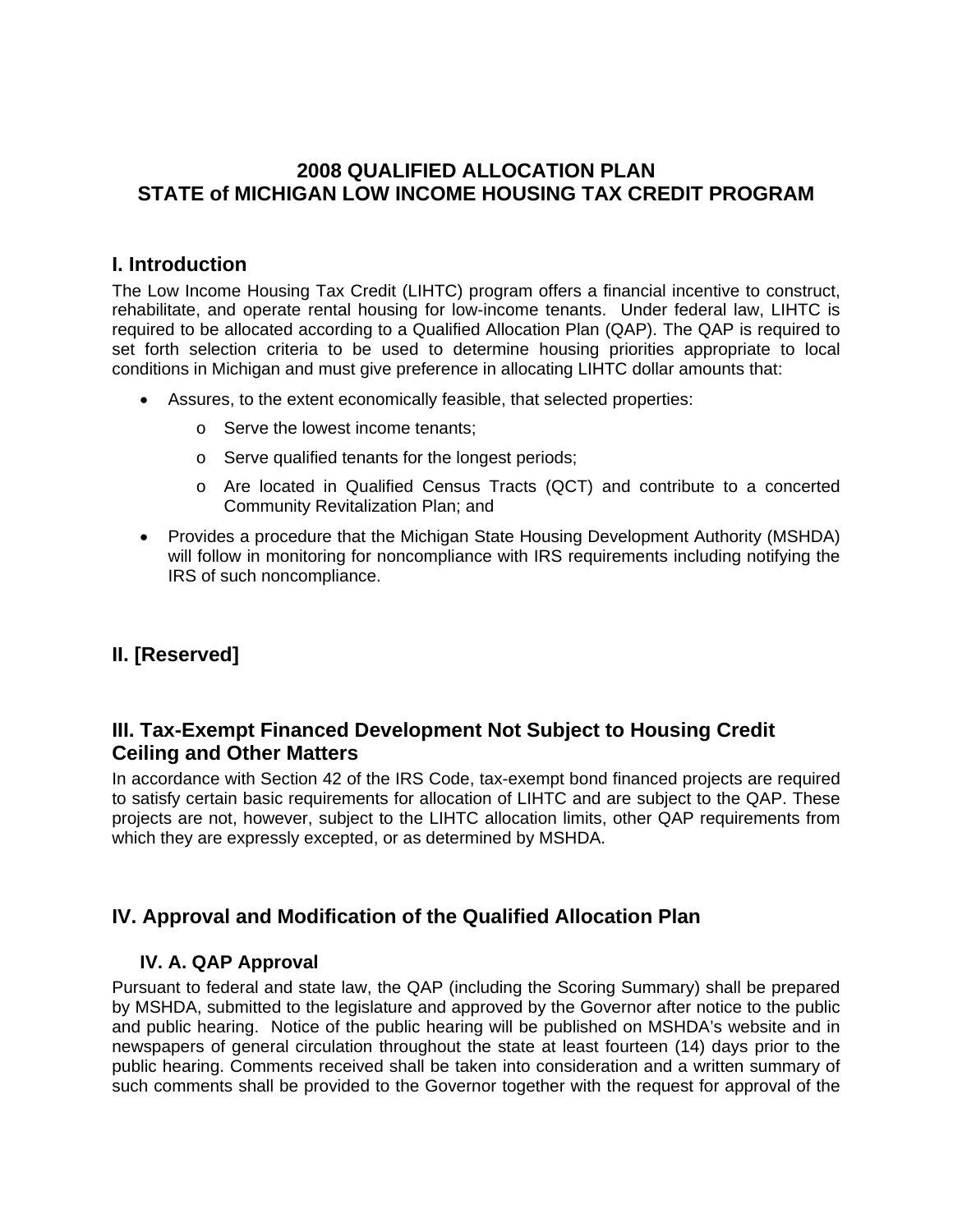# 2008 QUALIFIED ALLOCATION PLAN
# STATE of MICHIGAN LOW INCOME HOUSING TAX CREDIT PROGRAM

## I. Introduction

The Low Income Housing Tax Credit (LIHTC) program offers a financial incentive to construct, rehabilitate, and operate rental housing for low-income tenants. Under federal law, LIHTC is required to be allocated according to a Qualified Allocation Plan (QAP). The QAP is required to set forth selection criteria to be used to determine housing priorities appropriate to local conditions in Michigan and must give preference in allocating LIHTC dollar amounts that:

- Assures, to the extent economically feasible, that selected properties:
  - Serve the lowest income tenants;
  - Serve qualified tenants for the longest periods;
  - Are located in Qualified Census Tracts (QCT) and contribute to a concerted Community Revitalization Plan; and
- Provides a procedure that the Michigan State Housing Development Authority (MSHDA) will follow in monitoring for noncompliance with IRS requirements including notifying the IRS of such noncompliance.

## II. [Reserved]

## III. Tax-Exempt Financed Development Not Subject to Housing Credit Ceiling and Other Matters

In accordance with Section 42 of the IRS Code, tax-exempt bond financed projects are required to satisfy certain basic requirements for allocation of LIHTC and are subject to the QAP. These projects are not, however, subject to the LIHTC allocation limits, other QAP requirements from which they are expressly excepted, or as determined by MSHDA.

## IV. Approval and Modification of the Qualified Allocation Plan

### IV. A. QAP Approval

Pursuant to federal and state law, the QAP (including the Scoring Summary) shall be prepared by MSHDA, submitted to the legislature and approved by the Governor after notice to the public and public hearing. Notice of the public hearing will be published on MSHDA's website and in newspapers of general circulation throughout the state at least fourteen (14) days prior to the public hearing. Comments received shall be taken into consideration and a written summary of such comments shall be provided to the Governor together with the request for approval of the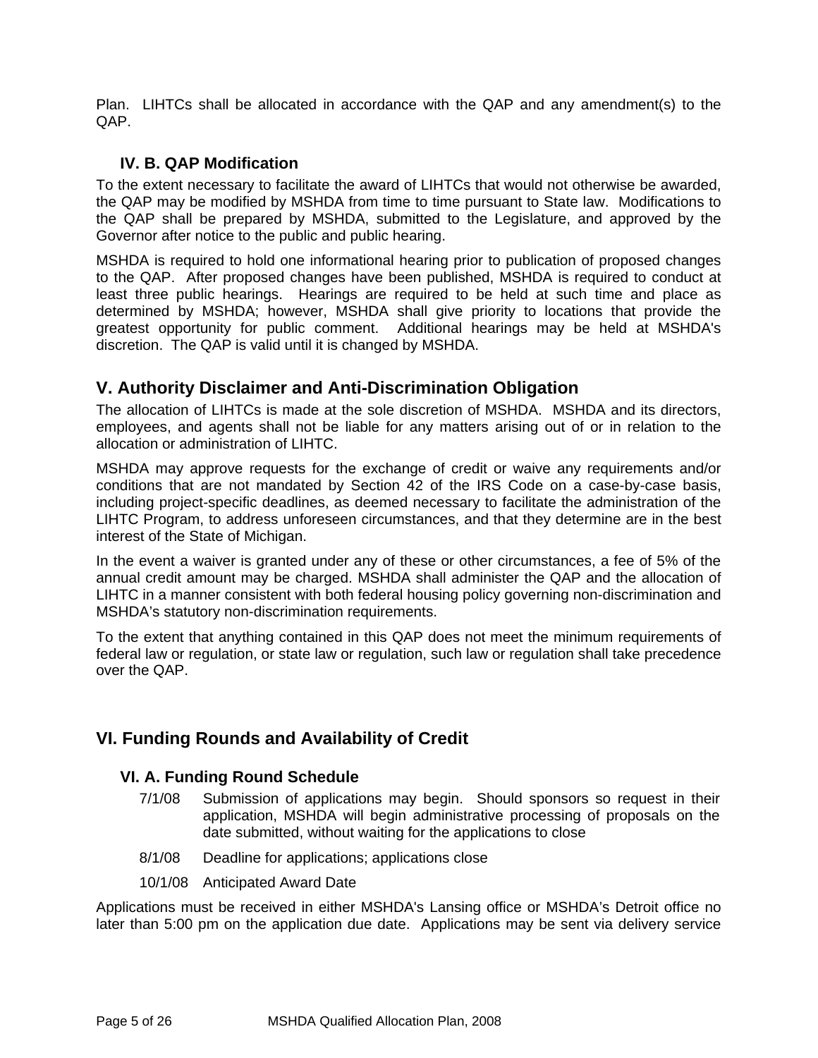Plan.  LIHTCs shall be allocated in accordance with the QAP and any amendment(s) to the QAP.

### IV. B. QAP Modification

To the extent necessary to facilitate the award of LIHTCs that would not otherwise be awarded, the QAP may be modified by MSHDA from time to time pursuant to State law.  Modifications to the QAP shall be prepared by MSHDA, submitted to the Legislature, and approved by the Governor after notice to the public and public hearing.

MSHDA is required to hold one informational hearing prior to publication of proposed changes to the QAP.  After proposed changes have been published, MSHDA is required to conduct at least three public hearings.  Hearings are required to be held at such time and place as determined by MSHDA; however, MSHDA shall give priority to locations that provide the greatest opportunity for public comment.  Additional hearings may be held at MSHDA's discretion.  The QAP is valid until it is changed by MSHDA.

## V. Authority Disclaimer and Anti-Discrimination Obligation

The allocation of LIHTCs is made at the sole discretion of MSHDA.  MSHDA and its directors, employees, and agents shall not be liable for any matters arising out of or in relation to the allocation or administration of LIHTC.

MSHDA may approve requests for the exchange of credit or waive any requirements and/or conditions that are not mandated by Section 42 of the IRS Code on a case-by-case basis, including project-specific deadlines, as deemed necessary to facilitate the administration of the LIHTC Program, to address unforeseen circumstances, and that they determine are in the best interest of the State of Michigan.

In the event a waiver is granted under any of these or other circumstances, a fee of 5% of the annual credit amount may be charged. MSHDA shall administer the QAP and the allocation of LIHTC in a manner consistent with both federal housing policy governing non-discrimination and MSHDA's statutory non-discrimination requirements.

To the extent that anything contained in this QAP does not meet the minimum requirements of federal law or regulation, or state law or regulation, such law or regulation shall take precedence over the QAP.

## VI. Funding Rounds and Availability of Credit

### VI. A. Funding Round Schedule

7/1/08 Submission of applications may begin.  Should sponsors so request in their application, MSHDA will begin administrative processing of proposals on the date submitted, without waiting for the applications to close

8/1/08 Deadline for applications; applications close

10/1/08 Anticipated Award Date

Applications must be received in either MSHDA's Lansing office or MSHDA's Detroit office no later than 5:00 pm on the application due date.  Applications may be sent via delivery service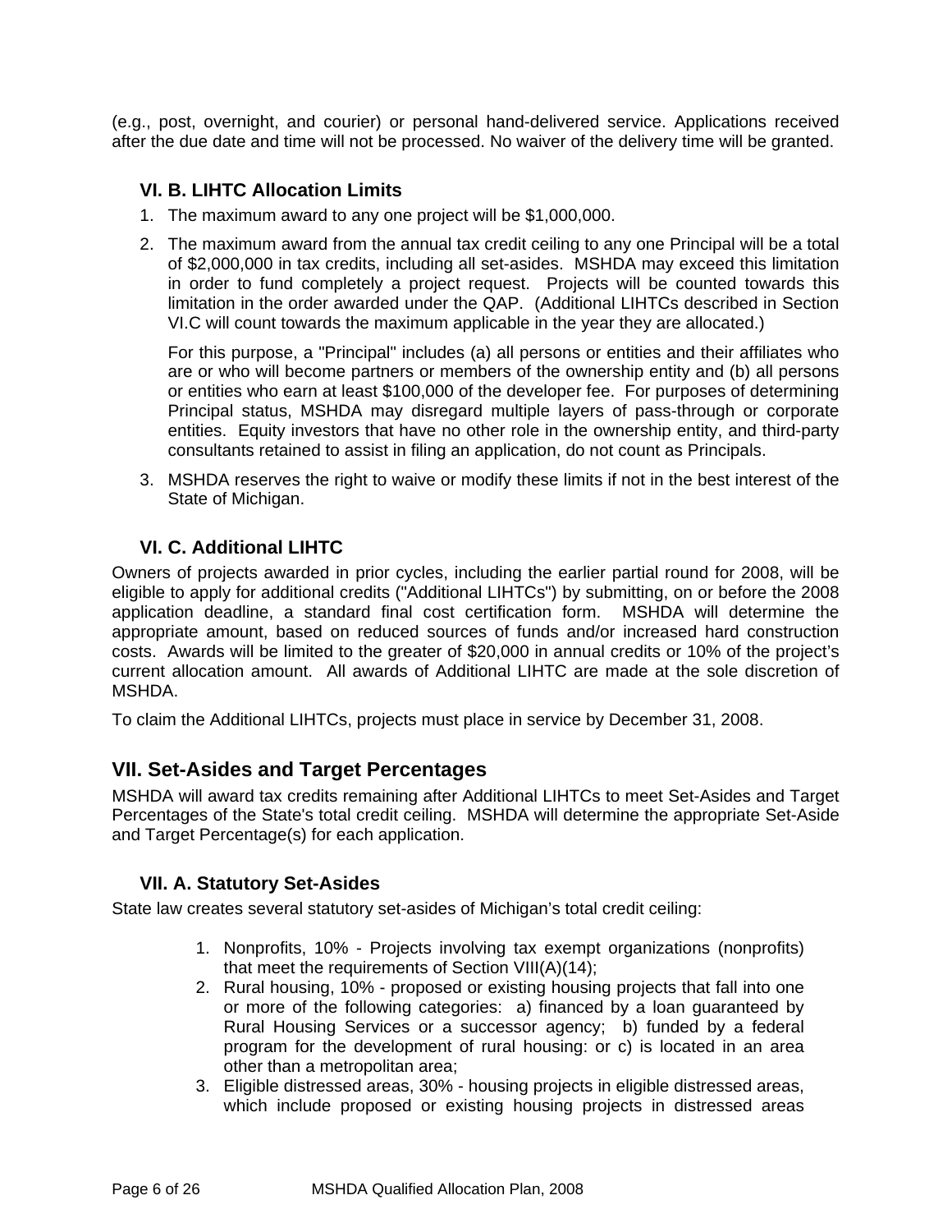(e.g., post, overnight, and courier) or personal hand-delivered service. Applications received after the due date and time will not be processed. No waiver of the delivery time will be granted.

### VI. B. LIHTC Allocation Limits

1. The maximum award to any one project will be $1,000,000.
2. The maximum award from the annual tax credit ceiling to any one Principal will be a total of $2,000,000 in tax credits, including all set-asides. MSHDA may exceed this limitation in order to fund completely a project request. Projects will be counted towards this limitation in the order awarded under the QAP. (Additional LIHTCs described in Section VI.C will count towards the maximum applicable in the year they are allocated.)

   For this purpose, a "Principal" includes (a) all persons or entities and their affiliates who are or who will become partners or members of the ownership entity and (b) all persons or entities who earn at least $100,000 of the developer fee. For purposes of determining Principal status, MSHDA may disregard multiple layers of pass-through or corporate entities. Equity investors that have no other role in the ownership entity, and third-party consultants retained to assist in filing an application, do not count as Principals.
3. MSHDA reserves the right to waive or modify these limits if not in the best interest of the State of Michigan.

### VI. C. Additional LIHTC

Owners of projects awarded in prior cycles, including the earlier partial round for 2008, will be eligible to apply for additional credits ("Additional LIHTCs") by submitting, on or before the 2008 application deadline, a standard final cost certification form. MSHDA will determine the appropriate amount, based on reduced sources of funds and/or increased hard construction costs. Awards will be limited to the greater of $20,000 in annual credits or 10% of the project's current allocation amount. All awards of Additional LIHTC are made at the sole discretion of MSHDA.

To claim the Additional LIHTCs, projects must place in service by December 31, 2008.

## VII. Set-Asides and Target Percentages

MSHDA will award tax credits remaining after Additional LIHTCs to meet Set-Asides and Target Percentages of the State's total credit ceiling. MSHDA will determine the appropriate Set-Aside and Target Percentage(s) for each application.

### VII. A. Statutory Set-Asides

State law creates several statutory set-asides of Michigan's total credit ceiling:

1. Nonprofits, 10% - Projects involving tax exempt organizations (nonprofits) that meet the requirements of Section VIII(A)(14);
2. Rural housing, 10% - proposed or existing housing projects that fall into one or more of the following categories: a) financed by a loan guaranteed by Rural Housing Services or a successor agency; b) funded by a federal program for the development of rural housing: or c) is located in an area other than a metropolitan area;
3. Eligible distressed areas, 30% - housing projects in eligible distressed areas, which include proposed or existing housing projects in distressed areas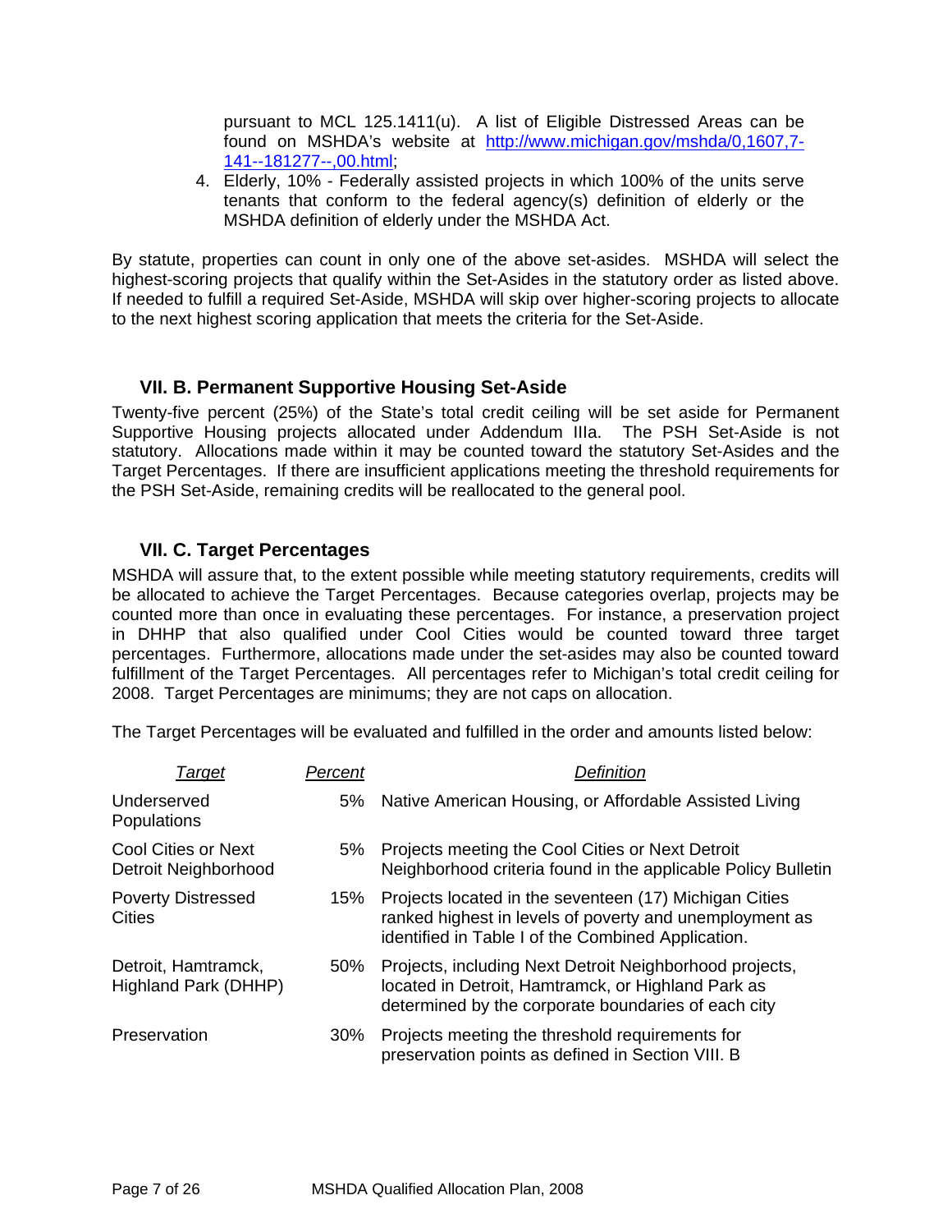pursuant to MCL 125.1411(u). A list of Eligible Distressed Areas can be found on MSHDA's website at http://www.michigan.gov/mshda/0,1607,7-141--181277--,00.html;

4. Elderly, 10% - Federally assisted projects in which 100% of the units serve tenants that conform to the federal agency(s) definition of elderly or the MSHDA definition of elderly under the MSHDA Act.

By statute, properties can count in only one of the above set-asides. MSHDA will select the highest-scoring projects that qualify within the Set-Asides in the statutory order as listed above. If needed to fulfill a required Set-Aside, MSHDA will skip over higher-scoring projects to allocate to the next highest scoring application that meets the criteria for the Set-Aside.

### VII. B. Permanent Supportive Housing Set-Aside

Twenty-five percent (25%) of the State's total credit ceiling will be set aside for Permanent Supportive Housing projects allocated under Addendum IIIa. The PSH Set-Aside is not statutory. Allocations made within it may be counted toward the statutory Set-Asides and the Target Percentages. If there are insufficient applications meeting the threshold requirements for the PSH Set-Aside, remaining credits will be reallocated to the general pool.

### VII. C. Target Percentages

MSHDA will assure that, to the extent possible while meeting statutory requirements, credits will be allocated to achieve the Target Percentages. Because categories overlap, projects may be counted more than once in evaluating these percentages. For instance, a preservation project in DHHP that also qualified under Cool Cities would be counted toward three target percentages. Furthermore, allocations made under the set-asides may also be counted toward fulfillment of the Target Percentages. All percentages refer to Michigan's total credit ceiling for 2008. Target Percentages are minimums; they are not caps on allocation.

The Target Percentages will be evaluated and fulfilled in the order and amounts listed below:

| *Target* | *Percent* | *Definition* |
|---|---|---|
| Underserved Populations | 5% | Native American Housing, or Affordable Assisted Living |
| Cool Cities or Next Detroit Neighborhood | 5% | Projects meeting the Cool Cities or Next Detroit Neighborhood criteria found in the applicable Policy Bulletin |
| Poverty Distressed Cities | 15% | Projects located in the seventeen (17) Michigan Cities ranked highest in levels of poverty and unemployment as identified in Table I of the Combined Application. |
| Detroit, Hamtramck, Highland Park (DHHP) | 50% | Projects, including Next Detroit Neighborhood projects, located in Detroit, Hamtramck, or Highland Park as determined by the corporate boundaries of each city |
| Preservation | 30% | Projects meeting the threshold requirements for preservation points as defined in Section VIII. B |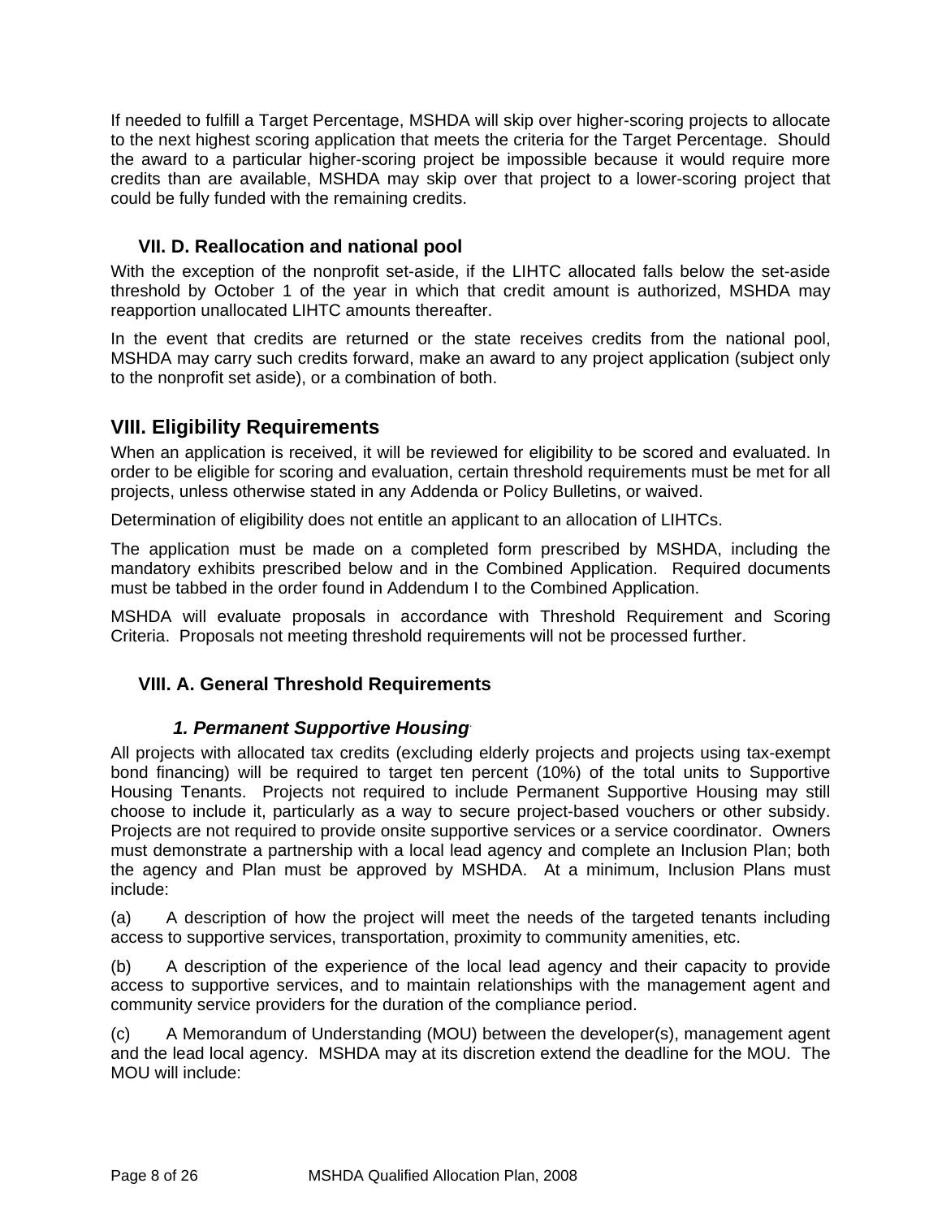If needed to fulfill a Target Percentage, MSHDA will skip over higher-scoring projects to allocate to the next highest scoring application that meets the criteria for the Target Percentage. Should the award to a particular higher-scoring project be impossible because it would require more credits than are available, MSHDA may skip over that project to a lower-scoring project that could be fully funded with the remaining credits.

### VII. D. Reallocation and national pool

With the exception of the nonprofit set-aside, if the LIHTC allocated falls below the set-aside threshold by October 1 of the year in which that credit amount is authorized, MSHDA may reapportion unallocated LIHTC amounts thereafter.

In the event that credits are returned or the state receives credits from the national pool, MSHDA may carry such credits forward, make an award to any project application (subject only to the nonprofit set aside), or a combination of both.

## VIII. Eligibility Requirements

When an application is received, it will be reviewed for eligibility to be scored and evaluated. In order to be eligible for scoring and evaluation, certain threshold requirements must be met for all projects, unless otherwise stated in any Addenda or Policy Bulletins, or waived.

Determination of eligibility does not entitle an applicant to an allocation of LIHTCs.

The application must be made on a completed form prescribed by MSHDA, including the mandatory exhibits prescribed below and in the Combined Application. Required documents must be tabbed in the order found in Addendum I to the Combined Application.

MSHDA will evaluate proposals in accordance with Threshold Requirement and Scoring Criteria. Proposals not meeting threshold requirements will not be processed further.

### VIII. A. General Threshold Requirements

#### *1. Permanent Supportive Housing*

All projects with allocated tax credits (excluding elderly projects and projects using tax-exempt bond financing) will be required to target ten percent (10%) of the total units to Supportive Housing Tenants. Projects not required to include Permanent Supportive Housing may still choose to include it, particularly as a way to secure project-based vouchers or other subsidy. Projects are not required to provide onsite supportive services or a service coordinator. Owners must demonstrate a partnership with a local lead agency and complete an Inclusion Plan; both the agency and Plan must be approved by MSHDA. At a minimum, Inclusion Plans must include:

(a) A description of how the project will meet the needs of the targeted tenants including access to supportive services, transportation, proximity to community amenities, etc.

(b) A description of the experience of the local lead agency and their capacity to provide access to supportive services, and to maintain relationships with the management agent and community service providers for the duration of the compliance period.

(c) A Memorandum of Understanding (MOU) between the developer(s), management agent and the lead local agency. MSHDA may at its discretion extend the deadline for the MOU. The MOU will include: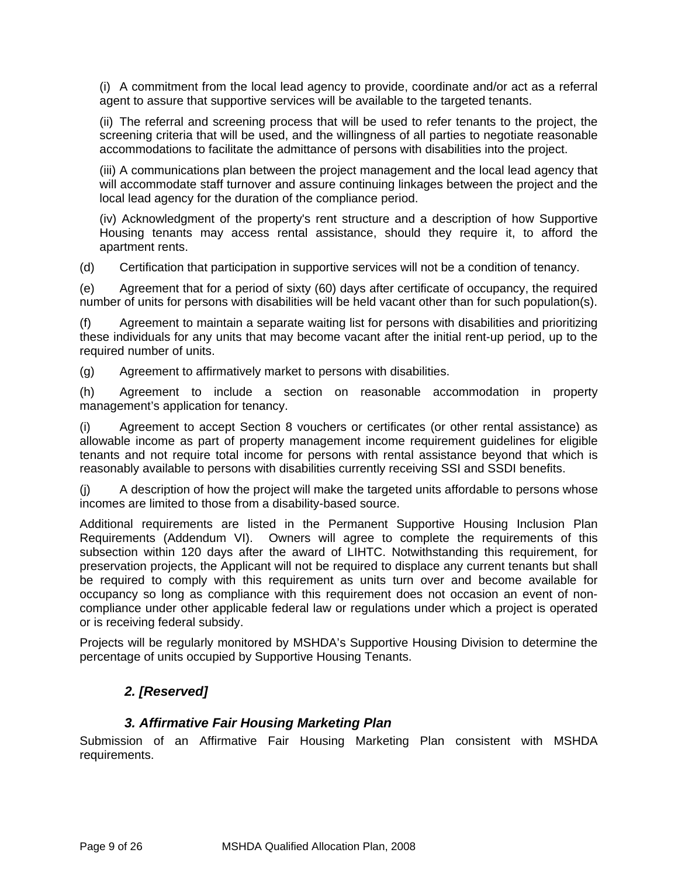(i) A commitment from the local lead agency to provide, coordinate and/or act as a referral agent to assure that supportive services will be available to the targeted tenants.

(ii) The referral and screening process that will be used to refer tenants to the project, the screening criteria that will be used, and the willingness of all parties to negotiate reasonable accommodations to facilitate the admittance of persons with disabilities into the project.

(iii) A communications plan between the project management and the local lead agency that will accommodate staff turnover and assure continuing linkages between the project and the local lead agency for the duration of the compliance period.

(iv) Acknowledgment of the property's rent structure and a description of how Supportive Housing tenants may access rental assistance, should they require it, to afford the apartment rents.

(d) Certification that participation in supportive services will not be a condition of tenancy.

(e) Agreement that for a period of sixty (60) days after certificate of occupancy, the required number of units for persons with disabilities will be held vacant other than for such population(s).

(f) Agreement to maintain a separate waiting list for persons with disabilities and prioritizing these individuals for any units that may become vacant after the initial rent-up period, up to the required number of units.

(g) Agreement to affirmatively market to persons with disabilities.

(h) Agreement to include a section on reasonable accommodation in property management's application for tenancy.

(i) Agreement to accept Section 8 vouchers or certificates (or other rental assistance) as allowable income as part of property management income requirement guidelines for eligible tenants and not require total income for persons with rental assistance beyond that which is reasonably available to persons with disabilities currently receiving SSI and SSDI benefits.

(j) A description of how the project will make the targeted units affordable to persons whose incomes are limited to those from a disability-based source.

Additional requirements are listed in the Permanent Supportive Housing Inclusion Plan Requirements (Addendum VI). Owners will agree to complete the requirements of this subsection within 120 days after the award of LIHTC. Notwithstanding this requirement, for preservation projects, the Applicant will not be required to displace any current tenants but shall be required to comply with this requirement as units turn over and become available for occupancy so long as compliance with this requirement does not occasion an event of non-compliance under other applicable federal law or regulations under which a project is operated or is receiving federal subsidy.

Projects will be regularly monitored by MSHDA's Supportive Housing Division to determine the percentage of units occupied by Supportive Housing Tenants.

### *2. [Reserved]*

### *3. Affirmative Fair Housing Marketing Plan*

Submission of an Affirmative Fair Housing Marketing Plan consistent with MSHDA requirements.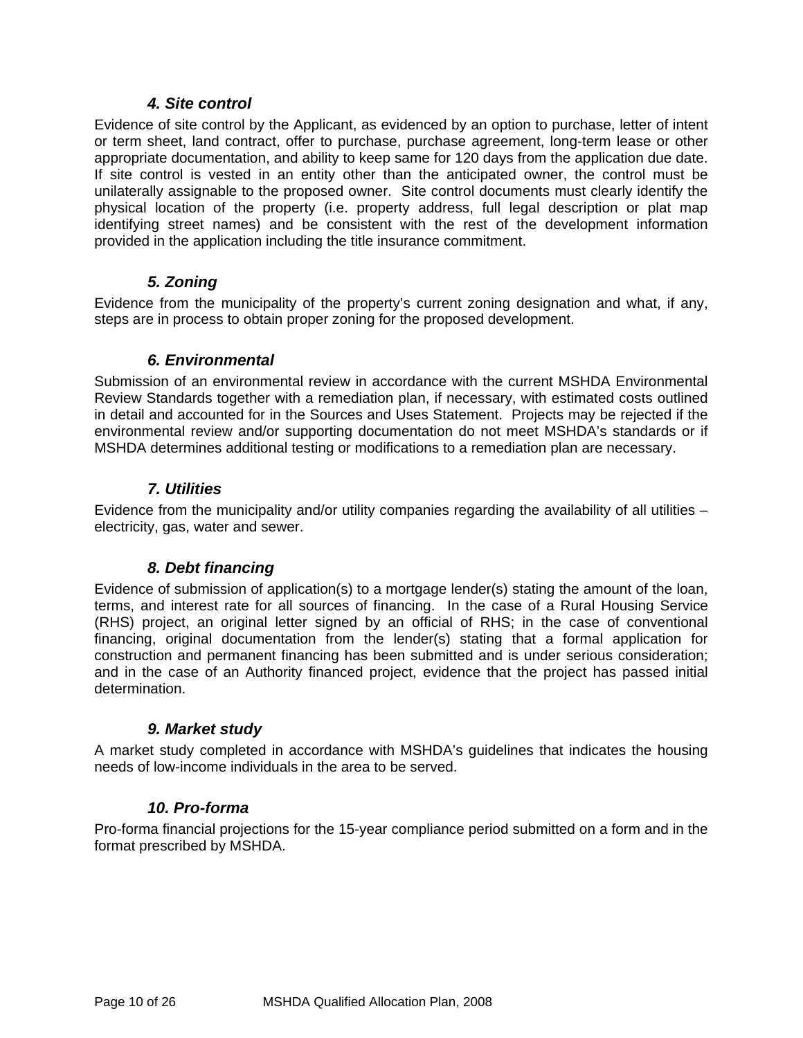#### *4. Site control*

Evidence of site control by the Applicant, as evidenced by an option to purchase, letter of intent or term sheet, land contract, offer to purchase, purchase agreement, long-term lease or other appropriate documentation, and ability to keep same for 120 days from the application due date. If site control is vested in an entity other than the anticipated owner, the control must be unilaterally assignable to the proposed owner. Site control documents must clearly identify the physical location of the property (i.e. property address, full legal description or plat map identifying street names) and be consistent with the rest of the development information provided in the application including the title insurance commitment.

#### *5. Zoning*

Evidence from the municipality of the property's current zoning designation and what, if any, steps are in process to obtain proper zoning for the proposed development.

#### *6. Environmental*

Submission of an environmental review in accordance with the current MSHDA Environmental Review Standards together with a remediation plan, if necessary, with estimated costs outlined in detail and accounted for in the Sources and Uses Statement. Projects may be rejected if the environmental review and/or supporting documentation do not meet MSHDA's standards or if MSHDA determines additional testing or modifications to a remediation plan are necessary.

#### *7. Utilities*

Evidence from the municipality and/or utility companies regarding the availability of all utilities – electricity, gas, water and sewer.

#### *8. Debt financing*

Evidence of submission of application(s) to a mortgage lender(s) stating the amount of the loan, terms, and interest rate for all sources of financing. In the case of a Rural Housing Service (RHS) project, an original letter signed by an official of RHS; in the case of conventional financing, original documentation from the lender(s) stating that a formal application for construction and permanent financing has been submitted and is under serious consideration; and in the case of an Authority financed project, evidence that the project has passed initial determination.

#### *9. Market study*

A market study completed in accordance with MSHDA's guidelines that indicates the housing needs of low-income individuals in the area to be served.

#### *10. Pro-forma*

Pro-forma financial projections for the 15-year compliance period submitted on a form and in the format prescribed by MSHDA.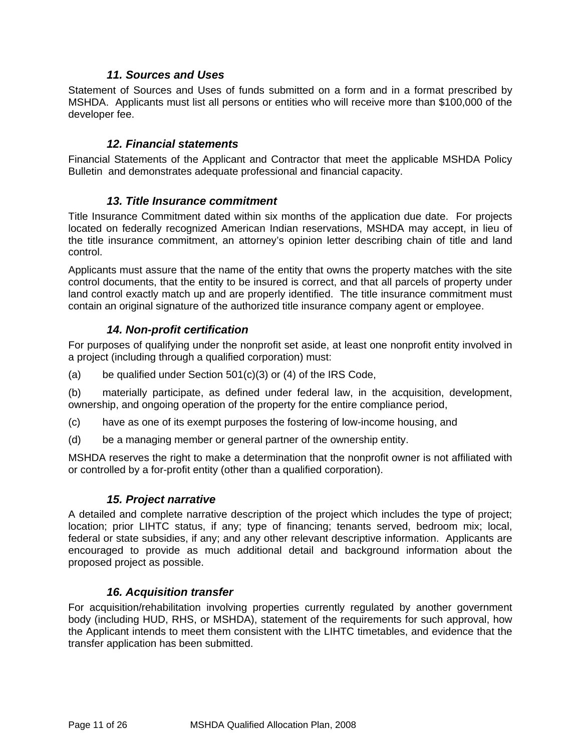### *11. Sources and Uses*

Statement of Sources and Uses of funds submitted on a form and in a format prescribed by MSHDA. Applicants must list all persons or entities who will receive more than $100,000 of the developer fee.

### *12. Financial statements*

Financial Statements of the Applicant and Contractor that meet the applicable MSHDA Policy Bulletin and demonstrates adequate professional and financial capacity.

### *13. Title Insurance commitment*

Title Insurance Commitment dated within six months of the application due date. For projects located on federally recognized American Indian reservations, MSHDA may accept, in lieu of the title insurance commitment, an attorney's opinion letter describing chain of title and land control.

Applicants must assure that the name of the entity that owns the property matches with the site control documents, that the entity to be insured is correct, and that all parcels of property under land control exactly match up and are properly identified. The title insurance commitment must contain an original signature of the authorized title insurance company agent or employee.

### *14. Non-profit certification*

For purposes of qualifying under the nonprofit set aside, at least one nonprofit entity involved in a project (including through a qualified corporation) must:

(a) be qualified under Section 501(c)(3) or (4) of the IRS Code,

(b) materially participate, as defined under federal law, in the acquisition, development, ownership, and ongoing operation of the property for the entire compliance period,

(c) have as one of its exempt purposes the fostering of low-income housing, and

(d) be a managing member or general partner of the ownership entity.

MSHDA reserves the right to make a determination that the nonprofit owner is not affiliated with or controlled by a for-profit entity (other than a qualified corporation).

### *15. Project narrative*

A detailed and complete narrative description of the project which includes the type of project; location; prior LIHTC status, if any; type of financing; tenants served, bedroom mix; local, federal or state subsidies, if any; and any other relevant descriptive information. Applicants are encouraged to provide as much additional detail and background information about the proposed project as possible.

### *16. Acquisition transfer*

For acquisition/rehabilitation involving properties currently regulated by another government body (including HUD, RHS, or MSHDA), statement of the requirements for such approval, how the Applicant intends to meet them consistent with the LIHTC timetables, and evidence that the transfer application has been submitted.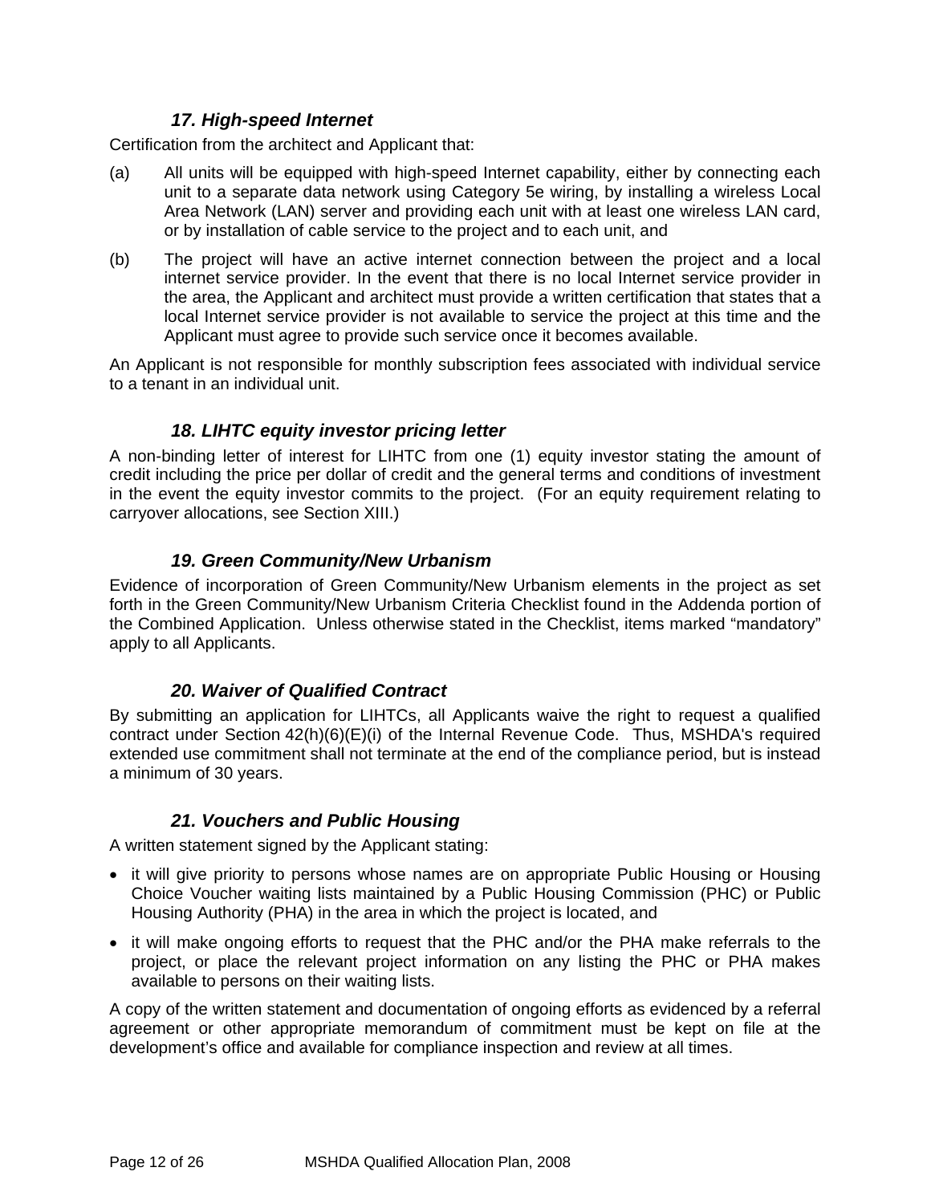### *17. High-speed Internet*

Certification from the architect and Applicant that:

(a) All units will be equipped with high-speed Internet capability, either by connecting each unit to a separate data network using Category 5e wiring, by installing a wireless Local Area Network (LAN) server and providing each unit with at least one wireless LAN card, or by installation of cable service to the project and to each unit, and

(b) The project will have an active internet connection between the project and a local internet service provider. In the event that there is no local Internet service provider in the area, the Applicant and architect must provide a written certification that states that a local Internet service provider is not available to service the project at this time and the Applicant must agree to provide such service once it becomes available.

An Applicant is not responsible for monthly subscription fees associated with individual service to a tenant in an individual unit.

### *18. LIHTC equity investor pricing letter*

A non-binding letter of interest for LIHTC from one (1) equity investor stating the amount of credit including the price per dollar of credit and the general terms and conditions of investment in the event the equity investor commits to the project. (For an equity requirement relating to carryover allocations, see Section XIII.)

### *19. Green Community/New Urbanism*

Evidence of incorporation of Green Community/New Urbanism elements in the project as set forth in the Green Community/New Urbanism Criteria Checklist found in the Addenda portion of the Combined Application. Unless otherwise stated in the Checklist, items marked "mandatory" apply to all Applicants.

### *20. Waiver of Qualified Contract*

By submitting an application for LIHTCs, all Applicants waive the right to request a qualified contract under Section 42(h)(6)(E)(i) of the Internal Revenue Code. Thus, MSHDA's required extended use commitment shall not terminate at the end of the compliance period, but is instead a minimum of 30 years.

### *21. Vouchers and Public Housing*

A written statement signed by the Applicant stating:

- it will give priority to persons whose names are on appropriate Public Housing or Housing Choice Voucher waiting lists maintained by a Public Housing Commission (PHC) or Public Housing Authority (PHA) in the area in which the project is located, and
- it will make ongoing efforts to request that the PHC and/or the PHA make referrals to the project, or place the relevant project information on any listing the PHC or PHA makes available to persons on their waiting lists.

A copy of the written statement and documentation of ongoing efforts as evidenced by a referral agreement or other appropriate memorandum of commitment must be kept on file at the development's office and available for compliance inspection and review at all times.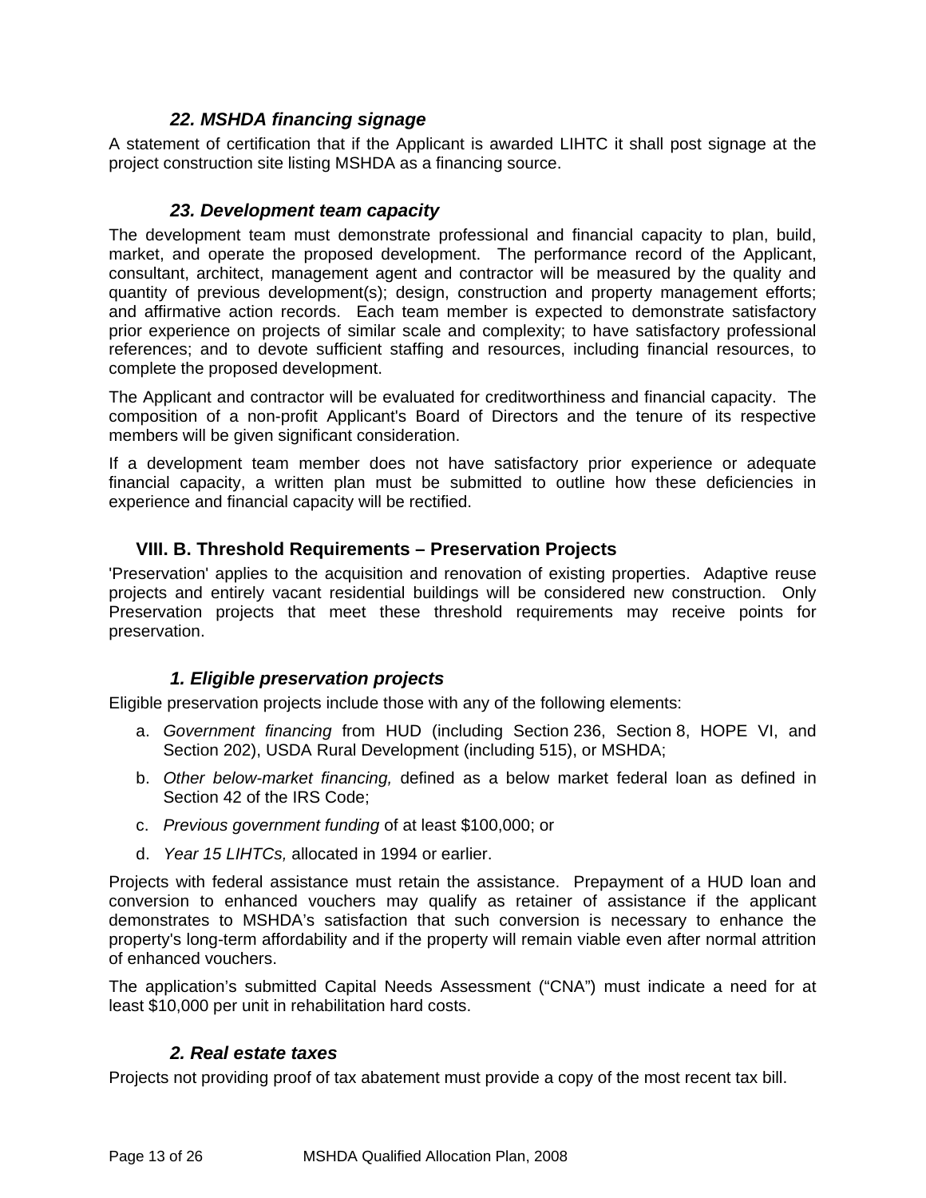### *22. MSHDA financing signage*

A statement of certification that if the Applicant is awarded LIHTC it shall post signage at the project construction site listing MSHDA as a financing source.

### *23. Development team capacity*

The development team must demonstrate professional and financial capacity to plan, build, market, and operate the proposed development. The performance record of the Applicant, consultant, architect, management agent and contractor will be measured by the quality and quantity of previous development(s); design, construction and property management efforts; and affirmative action records. Each team member is expected to demonstrate satisfactory prior experience on projects of similar scale and complexity; to have satisfactory professional references; and to devote sufficient staffing and resources, including financial resources, to complete the proposed development.

The Applicant and contractor will be evaluated for creditworthiness and financial capacity. The composition of a non-profit Applicant's Board of Directors and the tenure of its respective members will be given significant consideration.

If a development team member does not have satisfactory prior experience or adequate financial capacity, a written plan must be submitted to outline how these deficiencies in experience and financial capacity will be rectified.

## VIII. B. Threshold Requirements – Preservation Projects

'Preservation' applies to the acquisition and renovation of existing properties. Adaptive reuse projects and entirely vacant residential buildings will be considered new construction. Only Preservation projects that meet these threshold requirements may receive points for preservation.

### *1. Eligible preservation projects*

Eligible preservation projects include those with any of the following elements:

a. *Government financing* from HUD (including Section 236, Section 8, HOPE VI, and Section 202), USDA Rural Development (including 515), or MSHDA;

b. *Other below-market financing,* defined as a below market federal loan as defined in Section 42 of the IRS Code;

c. *Previous government funding* of at least $100,000; or

d. *Year 15 LIHTCs,* allocated in 1994 or earlier.

Projects with federal assistance must retain the assistance. Prepayment of a HUD loan and conversion to enhanced vouchers may qualify as retainer of assistance if the applicant demonstrates to MSHDA's satisfaction that such conversion is necessary to enhance the property's long-term affordability and if the property will remain viable even after normal attrition of enhanced vouchers.

The application's submitted Capital Needs Assessment ("CNA") must indicate a need for at least $10,000 per unit in rehabilitation hard costs.

### *2. Real estate taxes*

Projects not providing proof of tax abatement must provide a copy of the most recent tax bill.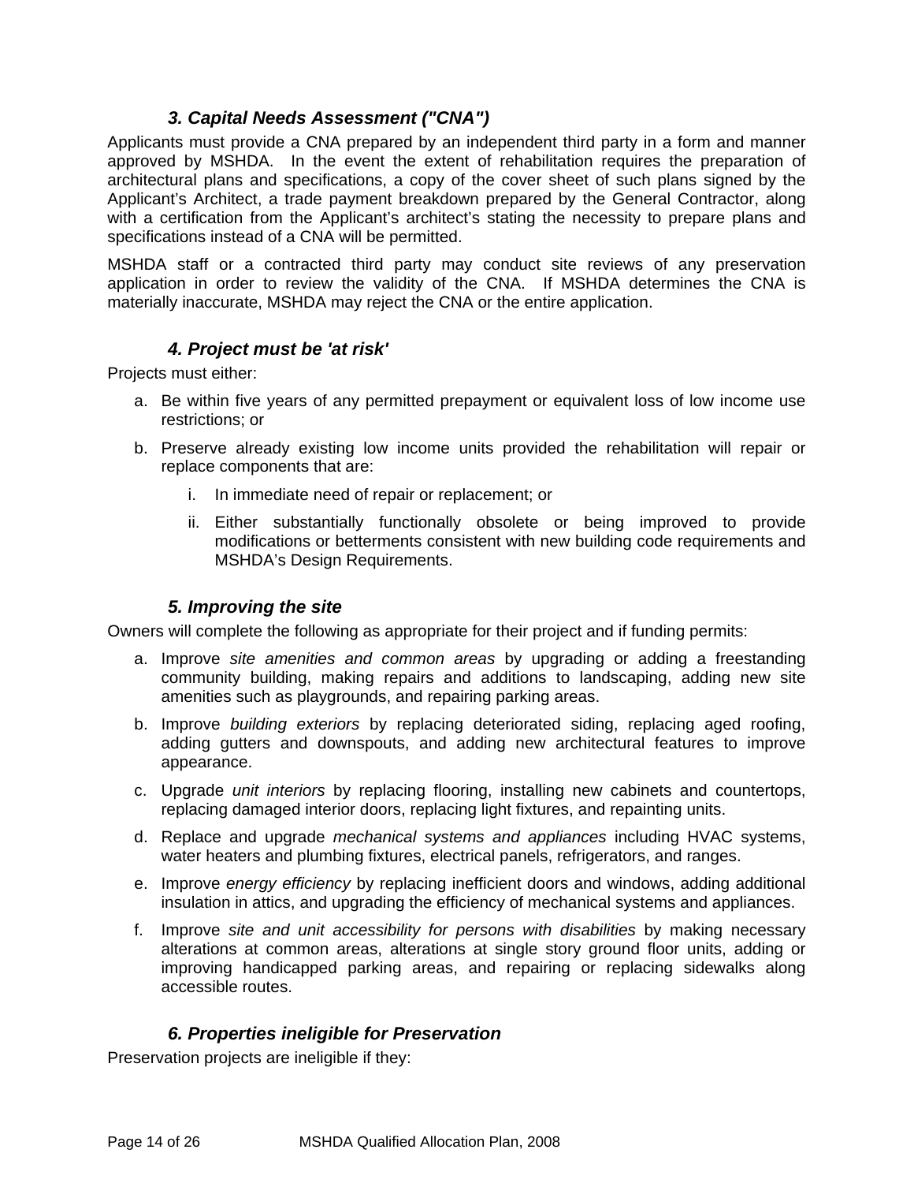### *3. Capital Needs Assessment ("CNA")*

Applicants must provide a CNA prepared by an independent third party in a form and manner approved by MSHDA. In the event the extent of rehabilitation requires the preparation of architectural plans and specifications, a copy of the cover sheet of such plans signed by the Applicant's Architect, a trade payment breakdown prepared by the General Contractor, along with a certification from the Applicant's architect's stating the necessity to prepare plans and specifications instead of a CNA will be permitted.

MSHDA staff or a contracted third party may conduct site reviews of any preservation application in order to review the validity of the CNA. If MSHDA determines the CNA is materially inaccurate, MSHDA may reject the CNA or the entire application.

### *4. Project must be 'at risk'*

Projects must either:

a. Be within five years of any permitted prepayment or equivalent loss of low income use restrictions; or
b. Preserve already existing low income units provided the rehabilitation will repair or replace components that are:
    i. In immediate need of repair or replacement; or
    ii. Either substantially functionally obsolete or being improved to provide modifications or betterments consistent with new building code requirements and MSHDA's Design Requirements.

### *5. Improving the site*

Owners will complete the following as appropriate for their project and if funding permits:

a. Improve *site amenities and common areas* by upgrading or adding a freestanding community building, making repairs and additions to landscaping, adding new site amenities such as playgrounds, and repairing parking areas.
b. Improve *building exteriors* by replacing deteriorated siding, replacing aged roofing, adding gutters and downspouts, and adding new architectural features to improve appearance.
c. Upgrade *unit interiors* by replacing flooring, installing new cabinets and countertops, replacing damaged interior doors, replacing light fixtures, and repainting units.
d. Replace and upgrade *mechanical systems and appliances* including HVAC systems, water heaters and plumbing fixtures, electrical panels, refrigerators, and ranges.
e. Improve *energy efficiency* by replacing inefficient doors and windows, adding additional insulation in attics, and upgrading the efficiency of mechanical systems and appliances.
f. Improve *site and unit accessibility for persons with disabilities* by making necessary alterations at common areas, alterations at single story ground floor units, adding or improving handicapped parking areas, and repairing or replacing sidewalks along accessible routes.

### *6. Properties ineligible for Preservation*

Preservation projects are ineligible if they: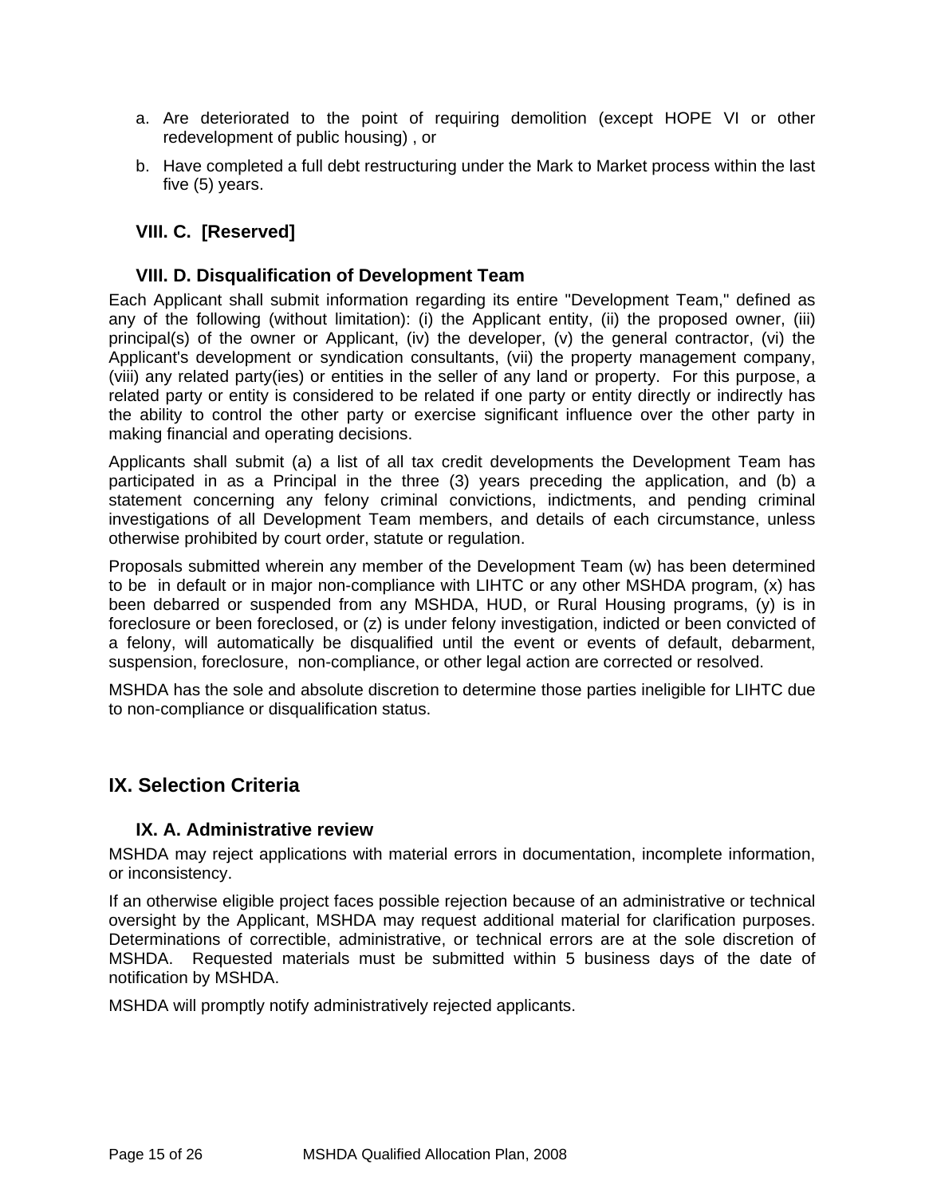a. Are deteriorated to the point of requiring demolition (except HOPE VI or other redevelopment of public housing) , or
b. Have completed a full debt restructuring under the Mark to Market process within the last five (5) years.

### VIII. C. [Reserved]

### VIII. D. Disqualification of Development Team

Each Applicant shall submit information regarding its entire "Development Team," defined as any of the following (without limitation): (i) the Applicant entity, (ii) the proposed owner, (iii) principal(s) of the owner or Applicant, (iv) the developer, (v) the general contractor, (vi) the Applicant's development or syndication consultants, (vii) the property management company, (viii) any related party(ies) or entities in the seller of any land or property. For this purpose, a related party or entity is considered to be related if one party or entity directly or indirectly has the ability to control the other party or exercise significant influence over the other party in making financial and operating decisions.

Applicants shall submit (a) a list of all tax credit developments the Development Team has participated in as a Principal in the three (3) years preceding the application, and (b) a statement concerning any felony criminal convictions, indictments, and pending criminal investigations of all Development Team members, and details of each circumstance, unless otherwise prohibited by court order, statute or regulation.

Proposals submitted wherein any member of the Development Team (w) has been determined to be in default or in major non-compliance with LIHTC or any other MSHDA program, (x) has been debarred or suspended from any MSHDA, HUD, or Rural Housing programs, (y) is in foreclosure or been foreclosed, or (z) is under felony investigation, indicted or been convicted of a felony, will automatically be disqualified until the event or events of default, debarment, suspension, foreclosure, non-compliance, or other legal action are corrected or resolved.

MSHDA has the sole and absolute discretion to determine those parties ineligible for LIHTC due to non-compliance or disqualification status.

## IX. Selection Criteria

### IX. A. Administrative review

MSHDA may reject applications with material errors in documentation, incomplete information, or inconsistency.

If an otherwise eligible project faces possible rejection because of an administrative or technical oversight by the Applicant, MSHDA may request additional material for clarification purposes. Determinations of correctible, administrative, or technical errors are at the sole discretion of MSHDA. Requested materials must be submitted within 5 business days of the date of notification by MSHDA.

MSHDA will promptly notify administratively rejected applicants.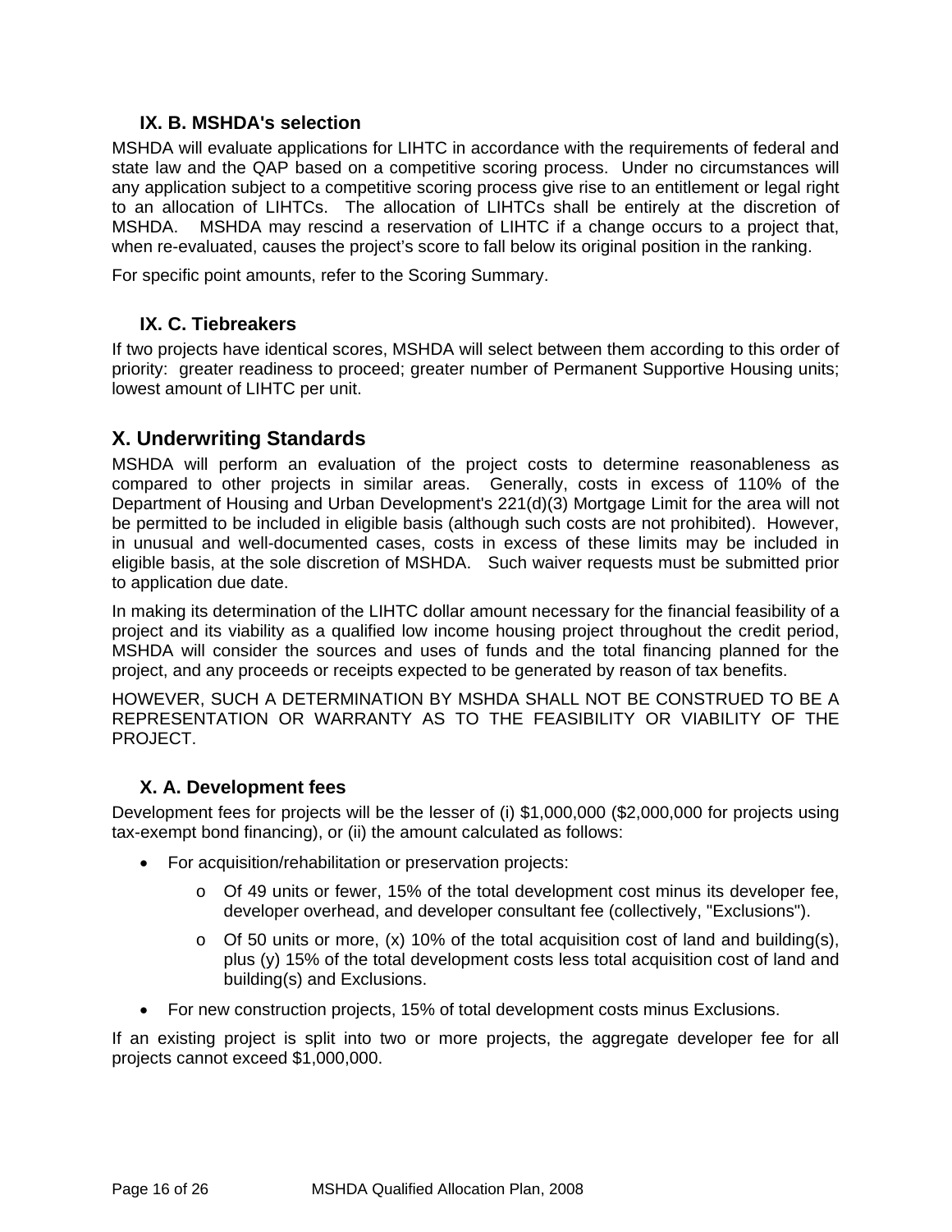### IX. B. MSHDA's selection

MSHDA will evaluate applications for LIHTC in accordance with the requirements of federal and state law and the QAP based on a competitive scoring process. Under no circumstances will any application subject to a competitive scoring process give rise to an entitlement or legal right to an allocation of LIHTCs. The allocation of LIHTCs shall be entirely at the discretion of MSHDA. MSHDA may rescind a reservation of LIHTC if a change occurs to a project that, when re-evaluated, causes the project's score to fall below its original position in the ranking.

For specific point amounts, refer to the Scoring Summary.

### IX. C. Tiebreakers

If two projects have identical scores, MSHDA will select between them according to this order of priority: greater readiness to proceed; greater number of Permanent Supportive Housing units; lowest amount of LIHTC per unit.

## X. Underwriting Standards

MSHDA will perform an evaluation of the project costs to determine reasonableness as compared to other projects in similar areas. Generally, costs in excess of 110% of the Department of Housing and Urban Development's 221(d)(3) Mortgage Limit for the area will not be permitted to be included in eligible basis (although such costs are not prohibited). However, in unusual and well-documented cases, costs in excess of these limits may be included in eligible basis, at the sole discretion of MSHDA. Such waiver requests must be submitted prior to application due date.

In making its determination of the LIHTC dollar amount necessary for the financial feasibility of a project and its viability as a qualified low income housing project throughout the credit period, MSHDA will consider the sources and uses of funds and the total financing planned for the project, and any proceeds or receipts expected to be generated by reason of tax benefits.

HOWEVER, SUCH A DETERMINATION BY MSHDA SHALL NOT BE CONSTRUED TO BE A REPRESENTATION OR WARRANTY AS TO THE FEASIBILITY OR VIABILITY OF THE PROJECT.

### X. A. Development fees

Development fees for projects will be the lesser of (i) $1,000,000 ($2,000,000 for projects using tax-exempt bond financing), or (ii) the amount calculated as follows:

- For acquisition/rehabilitation or preservation projects:
  - Of 49 units or fewer, 15% of the total development cost minus its developer fee, developer overhead, and developer consultant fee (collectively, "Exclusions").
  - Of 50 units or more, (x) 10% of the total acquisition cost of land and building(s), plus (y) 15% of the total development costs less total acquisition cost of land and building(s) and Exclusions.
- For new construction projects, 15% of total development costs minus Exclusions.

If an existing project is split into two or more projects, the aggregate developer fee for all projects cannot exceed $1,000,000.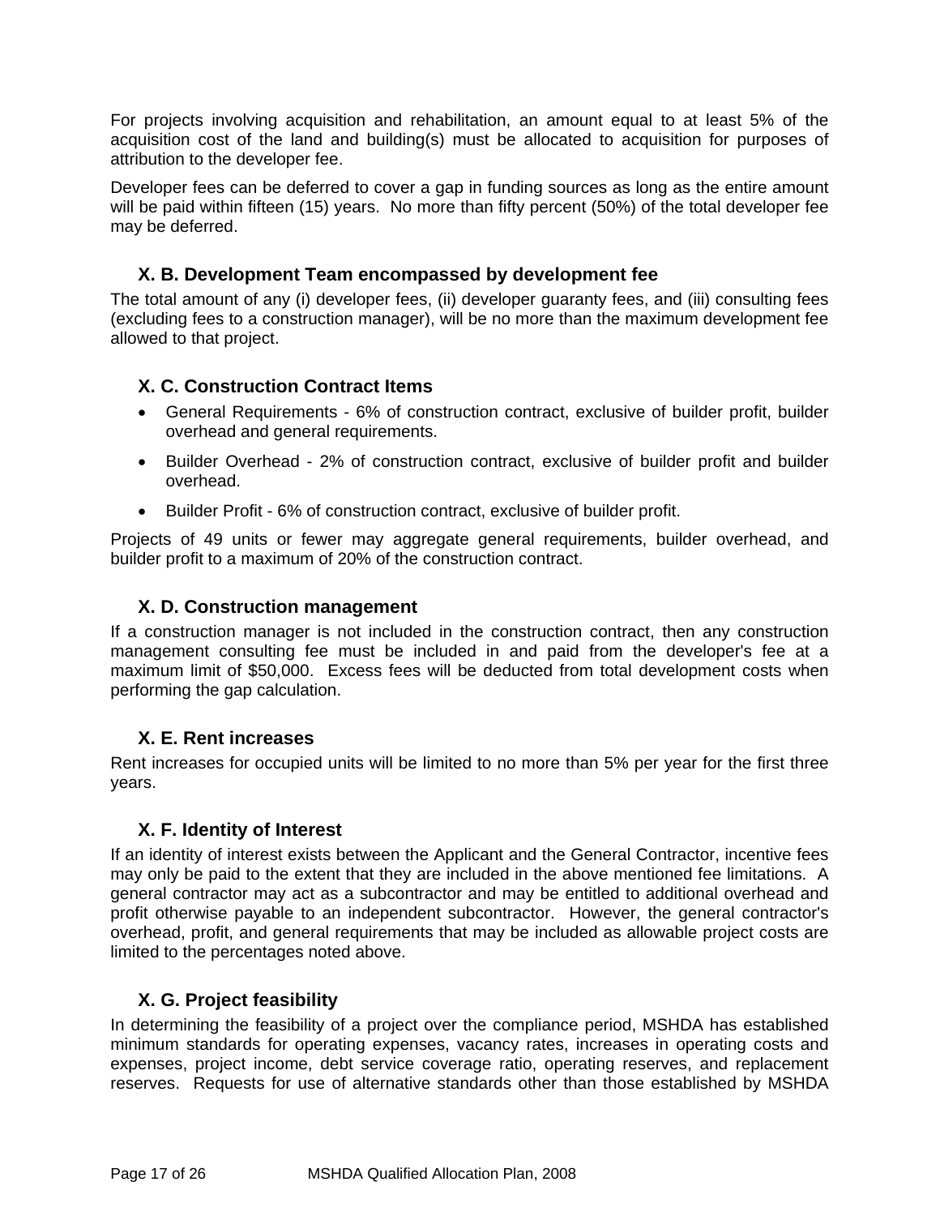For projects involving acquisition and rehabilitation, an amount equal to at least 5% of the acquisition cost of the land and building(s) must be allocated to acquisition for purposes of attribution to the developer fee.

Developer fees can be deferred to cover a gap in funding sources as long as the entire amount will be paid within fifteen (15) years. No more than fifty percent (50%) of the total developer fee may be deferred.

### X. B. Development Team encompassed by development fee

The total amount of any (i) developer fees, (ii) developer guaranty fees, and (iii) consulting fees (excluding fees to a construction manager), will be no more than the maximum development fee allowed to that project.

### X. C. Construction Contract Items

- General Requirements - 6% of construction contract, exclusive of builder profit, builder overhead and general requirements.
- Builder Overhead - 2% of construction contract, exclusive of builder profit and builder overhead.
- Builder Profit - 6% of construction contract, exclusive of builder profit.

Projects of 49 units or fewer may aggregate general requirements, builder overhead, and builder profit to a maximum of 20% of the construction contract.

### X. D. Construction management

If a construction manager is not included in the construction contract, then any construction management consulting fee must be included in and paid from the developer's fee at a maximum limit of $50,000. Excess fees will be deducted from total development costs when performing the gap calculation.

### X. E. Rent increases

Rent increases for occupied units will be limited to no more than 5% per year for the first three years.

### X. F. Identity of Interest

If an identity of interest exists between the Applicant and the General Contractor, incentive fees may only be paid to the extent that they are included in the above mentioned fee limitations. A general contractor may act as a subcontractor and may be entitled to additional overhead and profit otherwise payable to an independent subcontractor. However, the general contractor's overhead, profit, and general requirements that may be included as allowable project costs are limited to the percentages noted above.

### X. G. Project feasibility

In determining the feasibility of a project over the compliance period, MSHDA has established minimum standards for operating expenses, vacancy rates, increases in operating costs and expenses, project income, debt service coverage ratio, operating reserves, and replacement reserves. Requests for use of alternative standards other than those established by MSHDA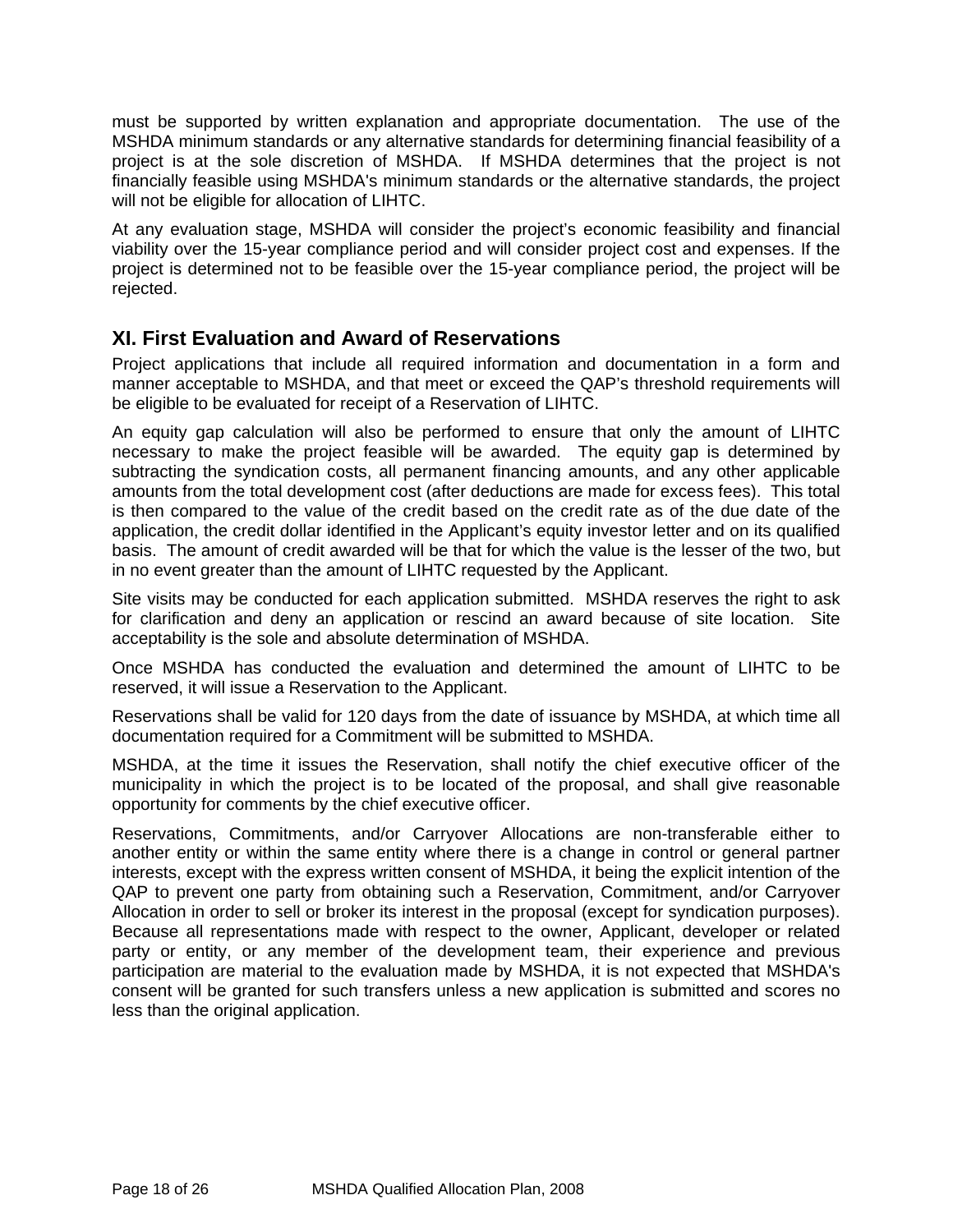must be supported by written explanation and appropriate documentation. The use of the MSHDA minimum standards or any alternative standards for determining financial feasibility of a project is at the sole discretion of MSHDA. If MSHDA determines that the project is not financially feasible using MSHDA's minimum standards or the alternative standards, the project will not be eligible for allocation of LIHTC.

At any evaluation stage, MSHDA will consider the project's economic feasibility and financial viability over the 15-year compliance period and will consider project cost and expenses. If the project is determined not to be feasible over the 15-year compliance period, the project will be rejected.

## XI. First Evaluation and Award of Reservations

Project applications that include all required information and documentation in a form and manner acceptable to MSHDA, and that meet or exceed the QAP's threshold requirements will be eligible to be evaluated for receipt of a Reservation of LIHTC.

An equity gap calculation will also be performed to ensure that only the amount of LIHTC necessary to make the project feasible will be awarded. The equity gap is determined by subtracting the syndication costs, all permanent financing amounts, and any other applicable amounts from the total development cost (after deductions are made for excess fees). This total is then compared to the value of the credit based on the credit rate as of the due date of the application, the credit dollar identified in the Applicant's equity investor letter and on its qualified basis. The amount of credit awarded will be that for which the value is the lesser of the two, but in no event greater than the amount of LIHTC requested by the Applicant.

Site visits may be conducted for each application submitted. MSHDA reserves the right to ask for clarification and deny an application or rescind an award because of site location. Site acceptability is the sole and absolute determination of MSHDA.

Once MSHDA has conducted the evaluation and determined the amount of LIHTC to be reserved, it will issue a Reservation to the Applicant.

Reservations shall be valid for 120 days from the date of issuance by MSHDA, at which time all documentation required for a Commitment will be submitted to MSHDA.

MSHDA, at the time it issues the Reservation, shall notify the chief executive officer of the municipality in which the project is to be located of the proposal, and shall give reasonable opportunity for comments by the chief executive officer.

Reservations, Commitments, and/or Carryover Allocations are non-transferable either to another entity or within the same entity where there is a change in control or general partner interests, except with the express written consent of MSHDA, it being the explicit intention of the QAP to prevent one party from obtaining such a Reservation, Commitment, and/or Carryover Allocation in order to sell or broker its interest in the proposal (except for syndication purposes). Because all representations made with respect to the owner, Applicant, developer or related party or entity, or any member of the development team, their experience and previous participation are material to the evaluation made by MSHDA, it is not expected that MSHDA's consent will be granted for such transfers unless a new application is submitted and scores no less than the original application.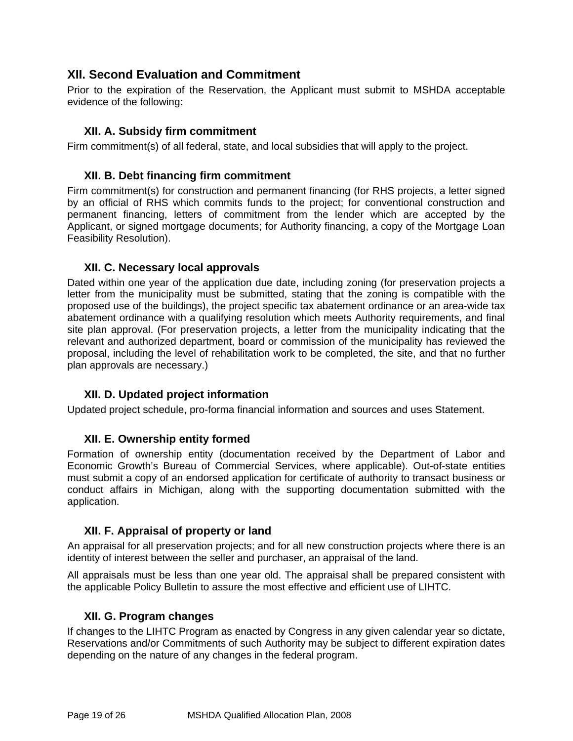## XII. Second Evaluation and Commitment

Prior to the expiration of the Reservation, the Applicant must submit to MSHDA acceptable evidence of the following:

### XII. A. Subsidy firm commitment

Firm commitment(s) of all federal, state, and local subsidies that will apply to the project.

### XII. B. Debt financing firm commitment

Firm commitment(s) for construction and permanent financing (for RHS projects, a letter signed by an official of RHS which commits funds to the project; for conventional construction and permanent financing, letters of commitment from the lender which are accepted by the Applicant, or signed mortgage documents; for Authority financing, a copy of the Mortgage Loan Feasibility Resolution).

### XII. C. Necessary local approvals

Dated within one year of the application due date, including zoning (for preservation projects a letter from the municipality must be submitted, stating that the zoning is compatible with the proposed use of the buildings), the project specific tax abatement ordinance or an area-wide tax abatement ordinance with a qualifying resolution which meets Authority requirements, and final site plan approval. (For preservation projects, a letter from the municipality indicating that the relevant and authorized department, board or commission of the municipality has reviewed the proposal, including the level of rehabilitation work to be completed, the site, and that no further plan approvals are necessary.)

### XII. D. Updated project information

Updated project schedule, pro-forma financial information and sources and uses Statement.

### XII. E. Ownership entity formed

Formation of ownership entity (documentation received by the Department of Labor and Economic Growth's Bureau of Commercial Services, where applicable). Out-of-state entities must submit a copy of an endorsed application for certificate of authority to transact business or conduct affairs in Michigan, along with the supporting documentation submitted with the application.

### XII. F. Appraisal of property or land

An appraisal for all preservation projects; and for all new construction projects where there is an identity of interest between the seller and purchaser, an appraisal of the land.

All appraisals must be less than one year old. The appraisal shall be prepared consistent with the applicable Policy Bulletin to assure the most effective and efficient use of LIHTC.

### XII. G. Program changes

If changes to the LIHTC Program as enacted by Congress in any given calendar year so dictate, Reservations and/or Commitments of such Authority may be subject to different expiration dates depending on the nature of any changes in the federal program.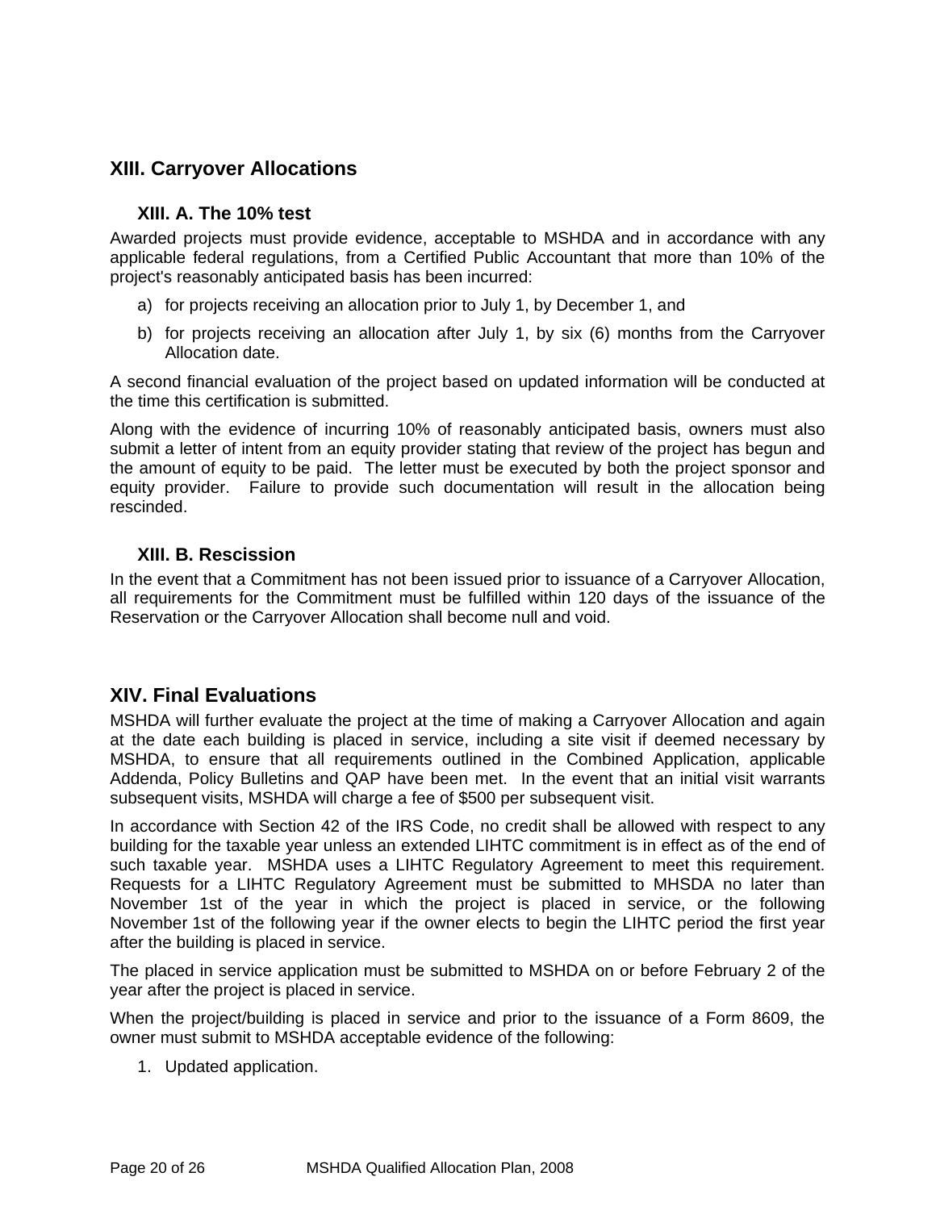## XIII. Carryover Allocations

### XIII. A. The 10% test

Awarded projects must provide evidence, acceptable to MSHDA and in accordance with any applicable federal regulations, from a Certified Public Accountant that more than 10% of the project's reasonably anticipated basis has been incurred:

a) for projects receiving an allocation prior to July 1, by December 1, and
b) for projects receiving an allocation after July 1, by six (6) months from the Carryover Allocation date.

A second financial evaluation of the project based on updated information will be conducted at the time this certification is submitted.

Along with the evidence of incurring 10% of reasonably anticipated basis, owners must also submit a letter of intent from an equity provider stating that review of the project has begun and the amount of equity to be paid. The letter must be executed by both the project sponsor and equity provider. Failure to provide such documentation will result in the allocation being rescinded.

### XIII. B. Rescission

In the event that a Commitment has not been issued prior to issuance of a Carryover Allocation, all requirements for the Commitment must be fulfilled within 120 days of the issuance of the Reservation or the Carryover Allocation shall become null and void.

## XIV. Final Evaluations

MSHDA will further evaluate the project at the time of making a Carryover Allocation and again at the date each building is placed in service, including a site visit if deemed necessary by MSHDA, to ensure that all requirements outlined in the Combined Application, applicable Addenda, Policy Bulletins and QAP have been met. In the event that an initial visit warrants subsequent visits, MSHDA will charge a fee of $500 per subsequent visit.

In accordance with Section 42 of the IRS Code, no credit shall be allowed with respect to any building for the taxable year unless an extended LIHTC commitment is in effect as of the end of such taxable year. MSHDA uses a LIHTC Regulatory Agreement to meet this requirement. Requests for a LIHTC Regulatory Agreement must be submitted to MHSDA no later than November 1st of the year in which the project is placed in service, or the following November 1st of the following year if the owner elects to begin the LIHTC period the first year after the building is placed in service.

The placed in service application must be submitted to MSHDA on or before February 2 of the year after the project is placed in service.

When the project/building is placed in service and prior to the issuance of a Form 8609, the owner must submit to MSHDA acceptable evidence of the following:

1. Updated application.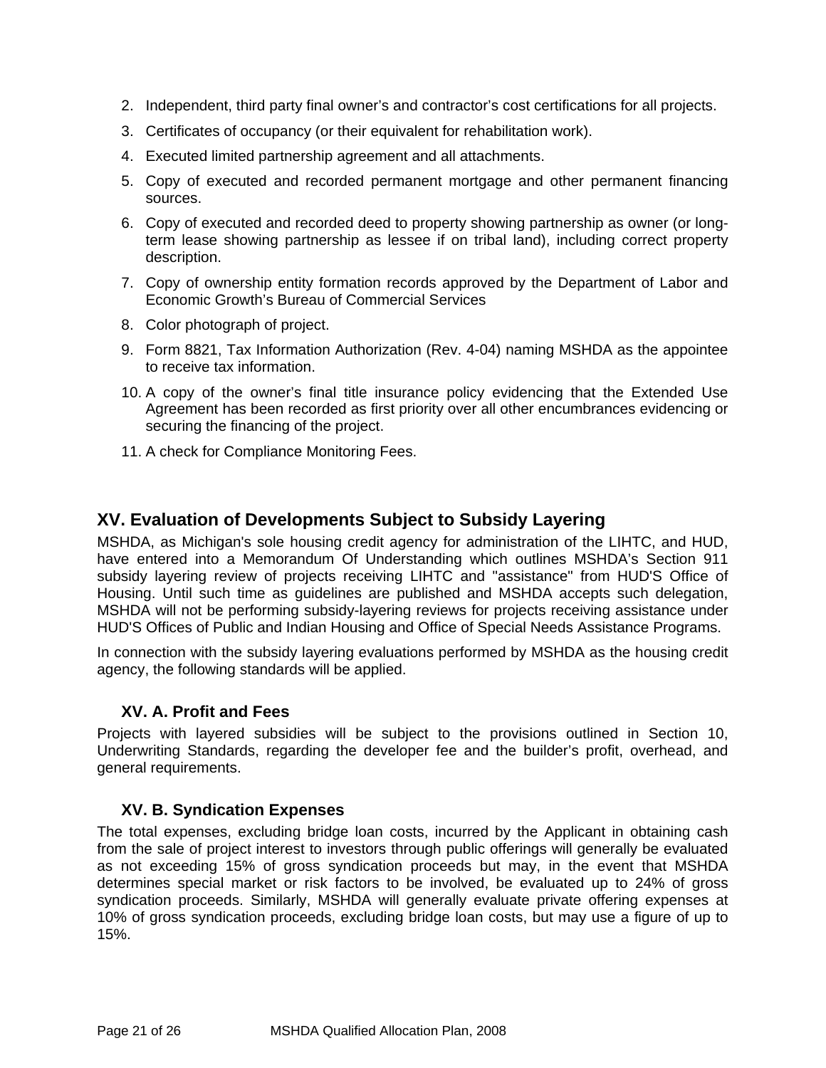2. Independent, third party final owner's and contractor's cost certifications for all projects.
3. Certificates of occupancy (or their equivalent for rehabilitation work).
4. Executed limited partnership agreement and all attachments.
5. Copy of executed and recorded permanent mortgage and other permanent financing sources.
6. Copy of executed and recorded deed to property showing partnership as owner (or long-term lease showing partnership as lessee if on tribal land), including correct property description.
7. Copy of ownership entity formation records approved by the Department of Labor and Economic Growth's Bureau of Commercial Services
8. Color photograph of project.
9. Form 8821, Tax Information Authorization (Rev. 4-04) naming MSHDA as the appointee to receive tax information.
10. A copy of the owner's final title insurance policy evidencing that the Extended Use Agreement has been recorded as first priority over all other encumbrances evidencing or securing the financing of the project.
11. A check for Compliance Monitoring Fees.

## XV. Evaluation of Developments Subject to Subsidy Layering

MSHDA, as Michigan's sole housing credit agency for administration of the LIHTC, and HUD, have entered into a Memorandum Of Understanding which outlines MSHDA's Section 911 subsidy layering review of projects receiving LIHTC and "assistance" from HUD'S Office of Housing. Until such time as guidelines are published and MSHDA accepts such delegation, MSHDA will not be performing subsidy-layering reviews for projects receiving assistance under HUD'S Offices of Public and Indian Housing and Office of Special Needs Assistance Programs.

In connection with the subsidy layering evaluations performed by MSHDA as the housing credit agency, the following standards will be applied.

### XV. A. Profit and Fees

Projects with layered subsidies will be subject to the provisions outlined in Section 10, Underwriting Standards, regarding the developer fee and the builder's profit, overhead, and general requirements.

### XV. B. Syndication Expenses

The total expenses, excluding bridge loan costs, incurred by the Applicant in obtaining cash from the sale of project interest to investors through public offerings will generally be evaluated as not exceeding 15% of gross syndication proceeds but may, in the event that MSHDA determines special market or risk factors to be involved, be evaluated up to 24% of gross syndication proceeds. Similarly, MSHDA will generally evaluate private offering expenses at 10% of gross syndication proceeds, excluding bridge loan costs, but may use a figure of up to 15%.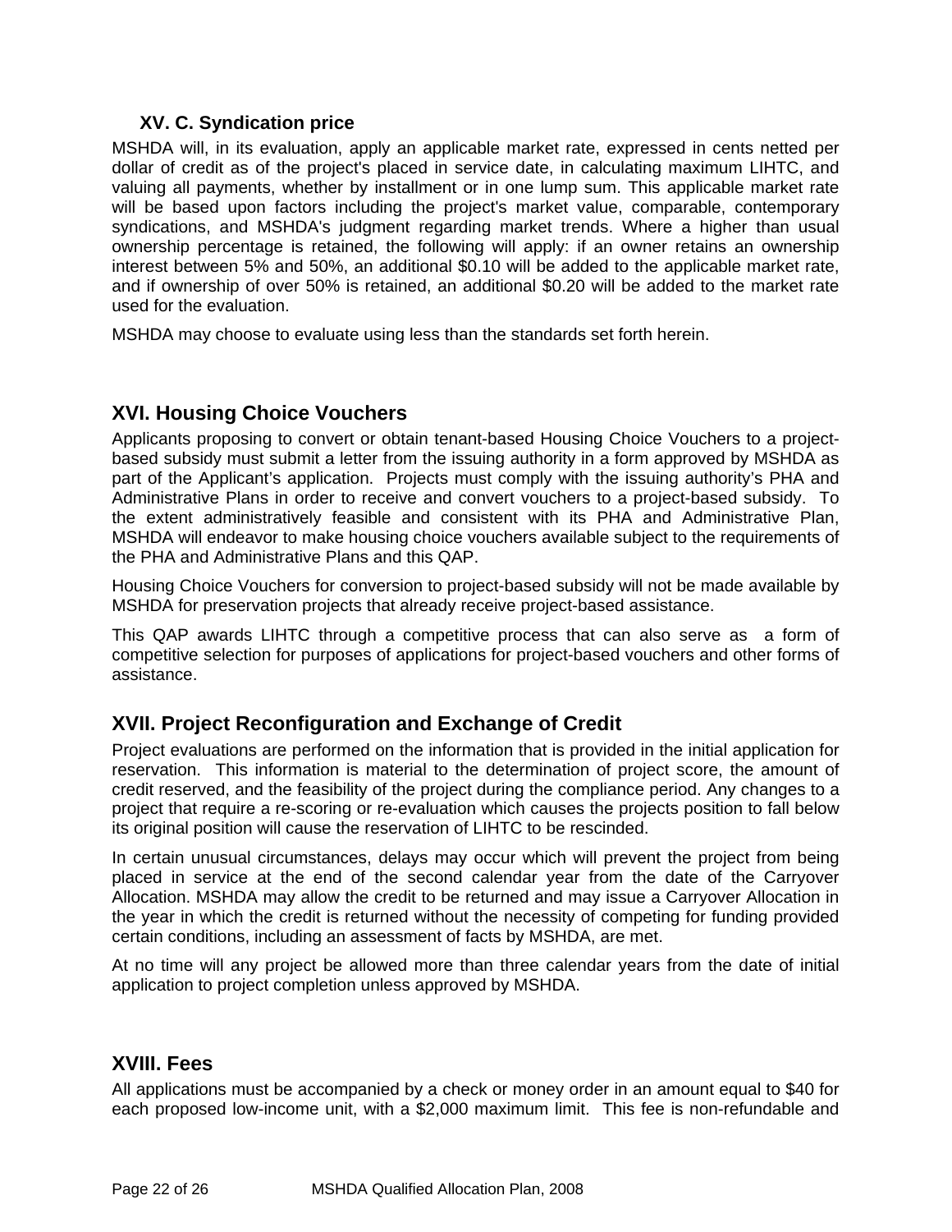### XV. C. Syndication price

MSHDA will, in its evaluation, apply an applicable market rate, expressed in cents netted per dollar of credit as of the project's placed in service date, in calculating maximum LIHTC, and valuing all payments, whether by installment or in one lump sum. This applicable market rate will be based upon factors including the project's market value, comparable, contemporary syndications, and MSHDA's judgment regarding market trends. Where a higher than usual ownership percentage is retained, the following will apply: if an owner retains an ownership interest between 5% and 50%, an additional $0.10 will be added to the applicable market rate, and if ownership of over 50% is retained, an additional $0.20 will be added to the market rate used for the evaluation.

MSHDA may choose to evaluate using less than the standards set forth herein.

## XVI. Housing Choice Vouchers

Applicants proposing to convert or obtain tenant-based Housing Choice Vouchers to a project-based subsidy must submit a letter from the issuing authority in a form approved by MSHDA as part of the Applicant's application. Projects must comply with the issuing authority's PHA and Administrative Plans in order to receive and convert vouchers to a project-based subsidy. To the extent administratively feasible and consistent with its PHA and Administrative Plan, MSHDA will endeavor to make housing choice vouchers available subject to the requirements of the PHA and Administrative Plans and this QAP.

Housing Choice Vouchers for conversion to project-based subsidy will not be made available by MSHDA for preservation projects that already receive project-based assistance.

This QAP awards LIHTC through a competitive process that can also serve as a form of competitive selection for purposes of applications for project-based vouchers and other forms of assistance.

## XVII. Project Reconfiguration and Exchange of Credit

Project evaluations are performed on the information that is provided in the initial application for reservation. This information is material to the determination of project score, the amount of credit reserved, and the feasibility of the project during the compliance period. Any changes to a project that require a re-scoring or re-evaluation which causes the projects position to fall below its original position will cause the reservation of LIHTC to be rescinded.

In certain unusual circumstances, delays may occur which will prevent the project from being placed in service at the end of the second calendar year from the date of the Carryover Allocation. MSHDA may allow the credit to be returned and may issue a Carryover Allocation in the year in which the credit is returned without the necessity of competing for funding provided certain conditions, including an assessment of facts by MSHDA, are met.

At no time will any project be allowed more than three calendar years from the date of initial application to project completion unless approved by MSHDA.

## XVIII. Fees

All applications must be accompanied by a check or money order in an amount equal to $40 for each proposed low-income unit, with a $2,000 maximum limit. This fee is non-refundable and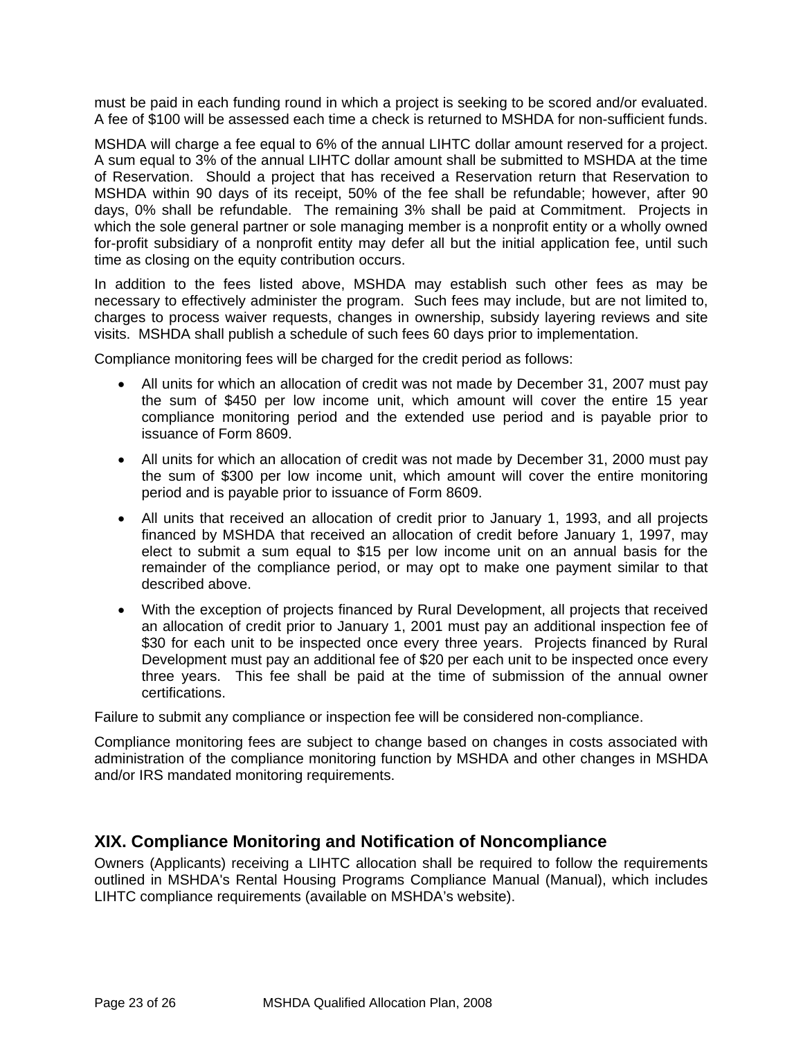must be paid in each funding round in which a project is seeking to be scored and/or evaluated. A fee of $100 will be assessed each time a check is returned to MSHDA for non-sufficient funds.

MSHDA will charge a fee equal to 6% of the annual LIHTC dollar amount reserved for a project. A sum equal to 3% of the annual LIHTC dollar amount shall be submitted to MSHDA at the time of Reservation. Should a project that has received a Reservation return that Reservation to MSHDA within 90 days of its receipt, 50% of the fee shall be refundable; however, after 90 days, 0% shall be refundable. The remaining 3% shall be paid at Commitment. Projects in which the sole general partner or sole managing member is a nonprofit entity or a wholly owned for-profit subsidiary of a nonprofit entity may defer all but the initial application fee, until such time as closing on the equity contribution occurs.

In addition to the fees listed above, MSHDA may establish such other fees as may be necessary to effectively administer the program. Such fees may include, but are not limited to, charges to process waiver requests, changes in ownership, subsidy layering reviews and site visits. MSHDA shall publish a schedule of such fees 60 days prior to implementation.

Compliance monitoring fees will be charged for the credit period as follows:

- All units for which an allocation of credit was not made by December 31, 2007 must pay the sum of $450 per low income unit, which amount will cover the entire 15 year compliance monitoring period and the extended use period and is payable prior to issuance of Form 8609.
- All units for which an allocation of credit was not made by December 31, 2000 must pay the sum of $300 per low income unit, which amount will cover the entire monitoring period and is payable prior to issuance of Form 8609.
- All units that received an allocation of credit prior to January 1, 1993, and all projects financed by MSHDA that received an allocation of credit before January 1, 1997, may elect to submit a sum equal to $15 per low income unit on an annual basis for the remainder of the compliance period, or may opt to make one payment similar to that described above.
- With the exception of projects financed by Rural Development, all projects that received an allocation of credit prior to January 1, 2001 must pay an additional inspection fee of $30 for each unit to be inspected once every three years. Projects financed by Rural Development must pay an additional fee of $20 per each unit to be inspected once every three years. This fee shall be paid at the time of submission of the annual owner certifications.

Failure to submit any compliance or inspection fee will be considered non-compliance.

Compliance monitoring fees are subject to change based on changes in costs associated with administration of the compliance monitoring function by MSHDA and other changes in MSHDA and/or IRS mandated monitoring requirements.

## XIX. Compliance Monitoring and Notification of Noncompliance

Owners (Applicants) receiving a LIHTC allocation shall be required to follow the requirements outlined in MSHDA's Rental Housing Programs Compliance Manual (Manual), which includes LIHTC compliance requirements (available on MSHDA's website).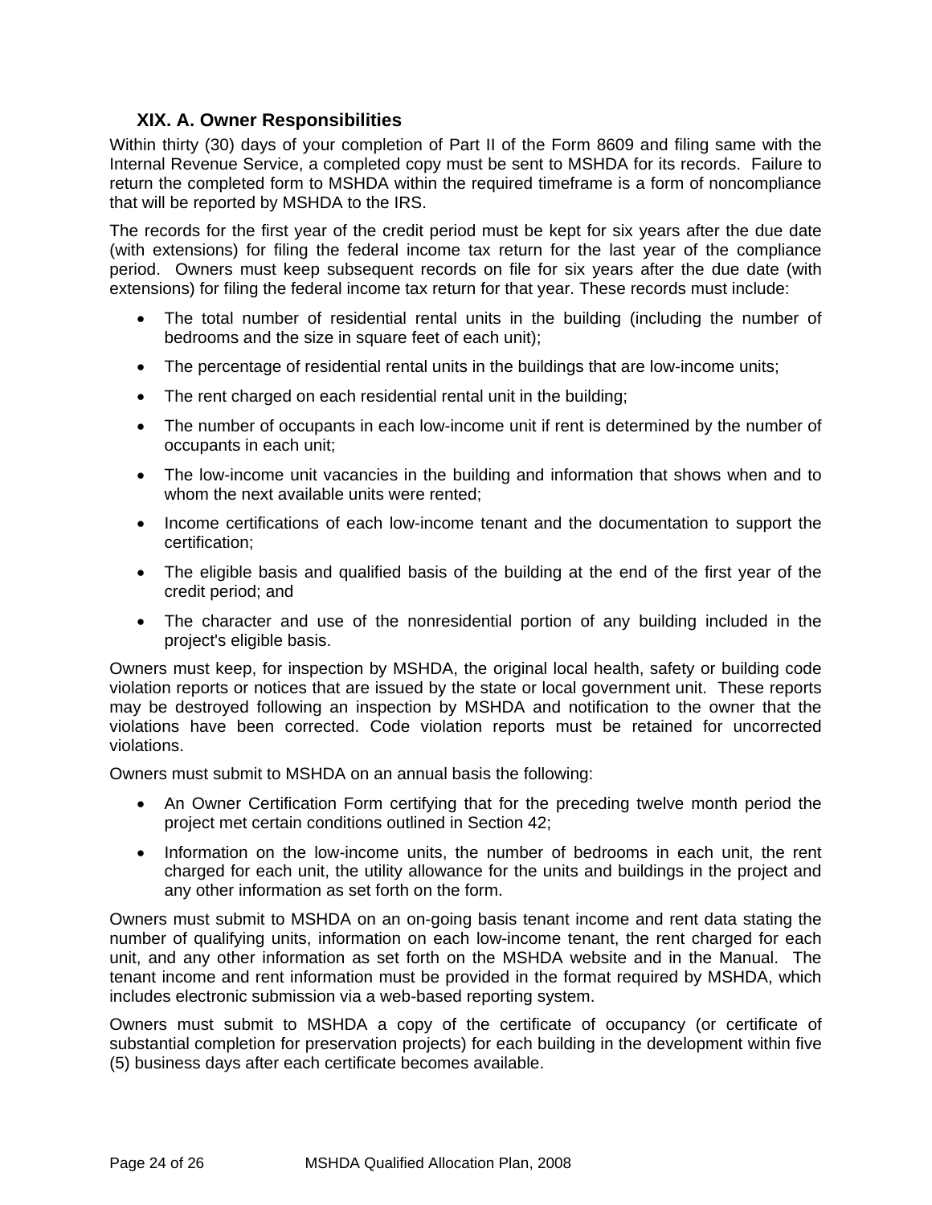### XIX. A. Owner Responsibilities

Within thirty (30) days of your completion of Part II of the Form 8609 and filing same with the Internal Revenue Service, a completed copy must be sent to MSHDA for its records. Failure to return the completed form to MSHDA within the required timeframe is a form of noncompliance that will be reported by MSHDA to the IRS.

The records for the first year of the credit period must be kept for six years after the due date (with extensions) for filing the federal income tax return for the last year of the compliance period. Owners must keep subsequent records on file for six years after the due date (with extensions) for filing the federal income tax return for that year. These records must include:

- The total number of residential rental units in the building (including the number of bedrooms and the size in square feet of each unit);
- The percentage of residential rental units in the buildings that are low-income units;
- The rent charged on each residential rental unit in the building;
- The number of occupants in each low-income unit if rent is determined by the number of occupants in each unit;
- The low-income unit vacancies in the building and information that shows when and to whom the next available units were rented;
- Income certifications of each low-income tenant and the documentation to support the certification;
- The eligible basis and qualified basis of the building at the end of the first year of the credit period; and
- The character and use of the nonresidential portion of any building included in the project's eligible basis.

Owners must keep, for inspection by MSHDA, the original local health, safety or building code violation reports or notices that are issued by the state or local government unit. These reports may be destroyed following an inspection by MSHDA and notification to the owner that the violations have been corrected. Code violation reports must be retained for uncorrected violations.

Owners must submit to MSHDA on an annual basis the following:

- An Owner Certification Form certifying that for the preceding twelve month period the project met certain conditions outlined in Section 42;
- Information on the low-income units, the number of bedrooms in each unit, the rent charged for each unit, the utility allowance for the units and buildings in the project and any other information as set forth on the form.

Owners must submit to MSHDA on an on-going basis tenant income and rent data stating the number of qualifying units, information on each low-income tenant, the rent charged for each unit, and any other information as set forth on the MSHDA website and in the Manual. The tenant income and rent information must be provided in the format required by MSHDA, which includes electronic submission via a web-based reporting system.

Owners must submit to MSHDA a copy of the certificate of occupancy (or certificate of substantial completion for preservation projects) for each building in the development within five (5) business days after each certificate becomes available.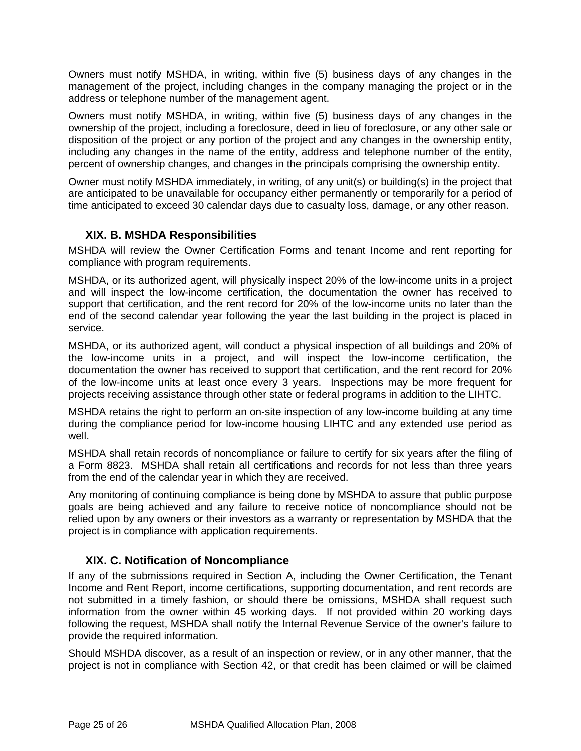Owners must notify MSHDA, in writing, within five (5) business days of any changes in the management of the project, including changes in the company managing the project or in the address or telephone number of the management agent.

Owners must notify MSHDA, in writing, within five (5) business days of any changes in the ownership of the project, including a foreclosure, deed in lieu of foreclosure, or any other sale or disposition of the project or any portion of the project and any changes in the ownership entity, including any changes in the name of the entity, address and telephone number of the entity, percent of ownership changes, and changes in the principals comprising the ownership entity.

Owner must notify MSHDA immediately, in writing, of any unit(s) or building(s) in the project that are anticipated to be unavailable for occupancy either permanently or temporarily for a period of time anticipated to exceed 30 calendar days due to casualty loss, damage, or any other reason.

### XIX. B. MSHDA Responsibilities

MSHDA will review the Owner Certification Forms and tenant Income and rent reporting for compliance with program requirements.

MSHDA, or its authorized agent, will physically inspect 20% of the low-income units in a project and will inspect the low-income certification, the documentation the owner has received to support that certification, and the rent record for 20% of the low-income units no later than the end of the second calendar year following the year the last building in the project is placed in service.

MSHDA, or its authorized agent, will conduct a physical inspection of all buildings and 20% of the low-income units in a project, and will inspect the low-income certification, the documentation the owner has received to support that certification, and the rent record for 20% of the low-income units at least once every 3 years. Inspections may be more frequent for projects receiving assistance through other state or federal programs in addition to the LIHTC.

MSHDA retains the right to perform an on-site inspection of any low-income building at any time during the compliance period for low-income housing LIHTC and any extended use period as well.

MSHDA shall retain records of noncompliance or failure to certify for six years after the filing of a Form 8823. MSHDA shall retain all certifications and records for not less than three years from the end of the calendar year in which they are received.

Any monitoring of continuing compliance is being done by MSHDA to assure that public purpose goals are being achieved and any failure to receive notice of noncompliance should not be relied upon by any owners or their investors as a warranty or representation by MSHDA that the project is in compliance with application requirements.

### XIX. C. Notification of Noncompliance

If any of the submissions required in Section A, including the Owner Certification, the Tenant Income and Rent Report, income certifications, supporting documentation, and rent records are not submitted in a timely fashion, or should there be omissions, MSHDA shall request such information from the owner within 45 working days. If not provided within 20 working days following the request, MSHDA shall notify the Internal Revenue Service of the owner's failure to provide the required information.

Should MSHDA discover, as a result of an inspection or review, or in any other manner, that the project is not in compliance with Section 42, or that credit has been claimed or will be claimed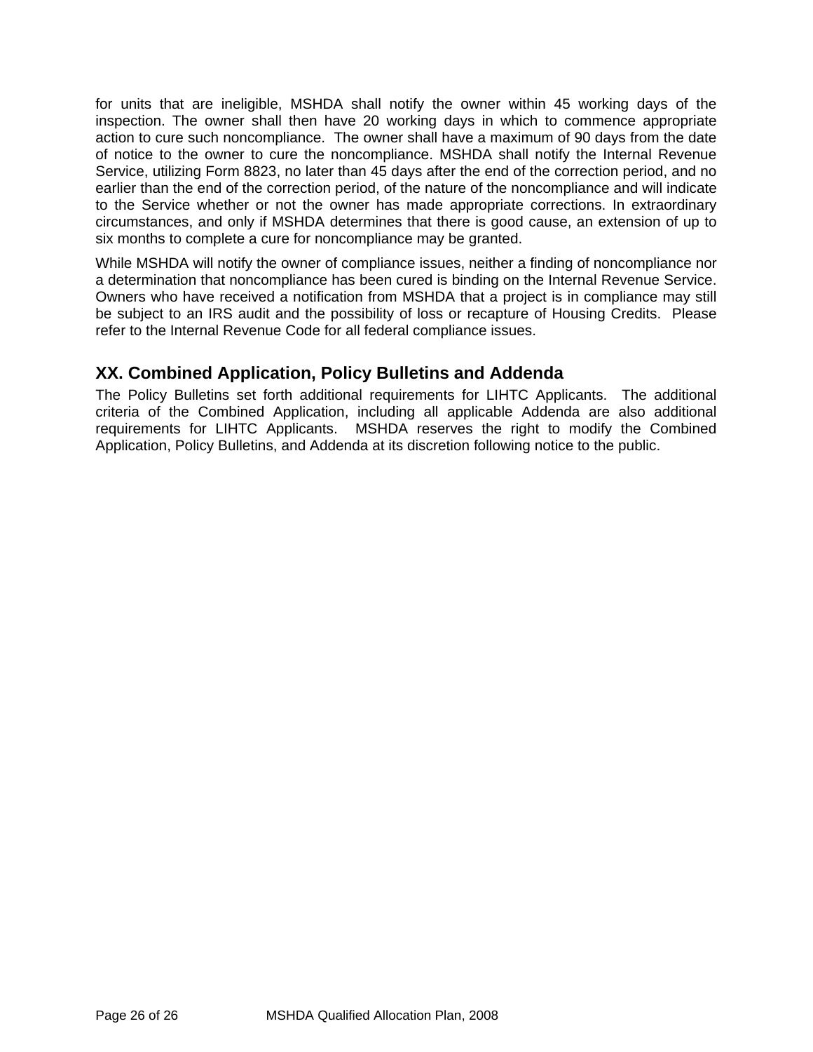for units that are ineligible, MSHDA shall notify the owner within 45 working days of the inspection. The owner shall then have 20 working days in which to commence appropriate action to cure such noncompliance. The owner shall have a maximum of 90 days from the date of notice to the owner to cure the noncompliance. MSHDA shall notify the Internal Revenue Service, utilizing Form 8823, no later than 45 days after the end of the correction period, and no earlier than the end of the correction period, of the nature of the noncompliance and will indicate to the Service whether or not the owner has made appropriate corrections. In extraordinary circumstances, and only if MSHDA determines that there is good cause, an extension of up to six months to complete a cure for noncompliance may be granted.

While MSHDA will notify the owner of compliance issues, neither a finding of noncompliance nor a determination that noncompliance has been cured is binding on the Internal Revenue Service. Owners who have received a notification from MSHDA that a project is in compliance may still be subject to an IRS audit and the possibility of loss or recapture of Housing Credits. Please refer to the Internal Revenue Code for all federal compliance issues.

## XX. Combined Application, Policy Bulletins and Addenda

The Policy Bulletins set forth additional requirements for LIHTC Applicants. The additional criteria of the Combined Application, including all applicable Addenda are also additional requirements for LIHTC Applicants. MSHDA reserves the right to modify the Combined Application, Policy Bulletins, and Addenda at its discretion following notice to the public.